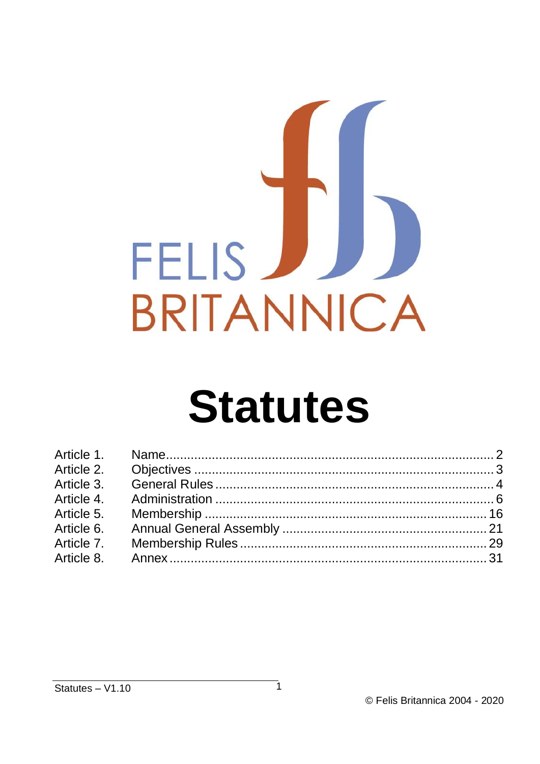FELIS BRITANNICA

# Statutes

| | | |
|---|---|---|
| Article 1. | Name | 2 |
| Article 2. | Objectives | 3 |
| Article 3. | General Rules | 4 |
| Article 4. | Administration | 6 |
| Article 5. | Membership | 16 |
| Article 6. | Annual General Assembly | 21 |
| Article 7. | Membership Rules | 29 |
| Article 8. | Annex | 31 |

Statutes – V1.10

© Felis Britannica 2004 - 2020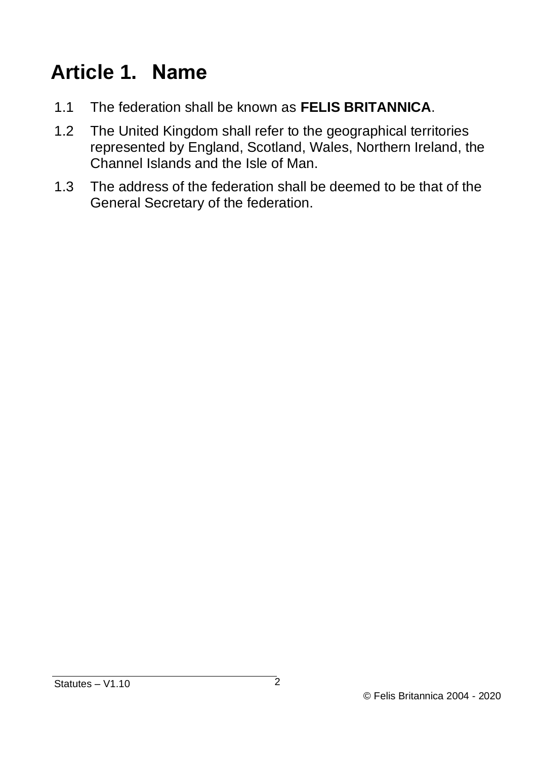# Article 1. Name

1.1 The federation shall be known as **FELIS BRITANNICA**.

1.2 The United Kingdom shall refer to the geographical territories represented by England, Scotland, Wales, Northern Ireland, the Channel Islands and the Isle of Man.

1.3 The address of the federation shall be deemed to be that of the General Secretary of the federation.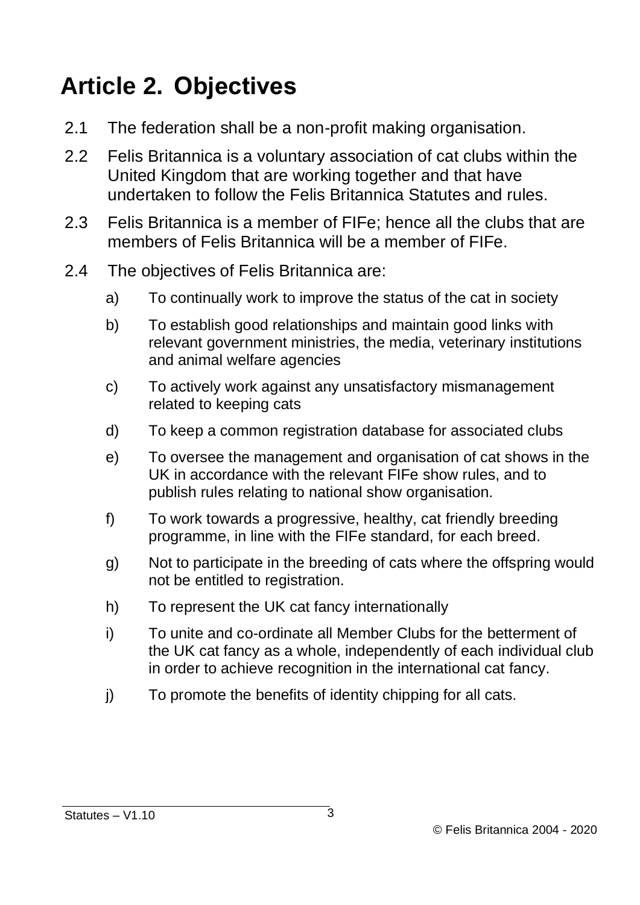# Article 2. Objectives

2.1 The federation shall be a non-profit making organisation.

2.2 Felis Britannica is a voluntary association of cat clubs within the United Kingdom that are working together and that have undertaken to follow the Felis Britannica Statutes and rules.

2.3 Felis Britannica is a member of FIFe; hence all the clubs that are members of Felis Britannica will be a member of FIFe.

2.4 The objectives of Felis Britannica are:

a) To continually work to improve the status of the cat in society

b) To establish good relationships and maintain good links with relevant government ministries, the media, veterinary institutions and animal welfare agencies

c) To actively work against any unsatisfactory mismanagement related to keeping cats

d) To keep a common registration database for associated clubs

e) To oversee the management and organisation of cat shows in the UK in accordance with the relevant FIFe show rules, and to publish rules relating to national show organisation.

f) To work towards a progressive, healthy, cat friendly breeding programme, in line with the FIFe standard, for each breed.

g) Not to participate in the breeding of cats where the offspring would not be entitled to registration.

h) To represent the UK cat fancy internationally

i) To unite and co-ordinate all Member Clubs for the betterment of the UK cat fancy as a whole, independently of each individual club in order to achieve recognition in the international cat fancy.

j) To promote the benefits of identity chipping for all cats.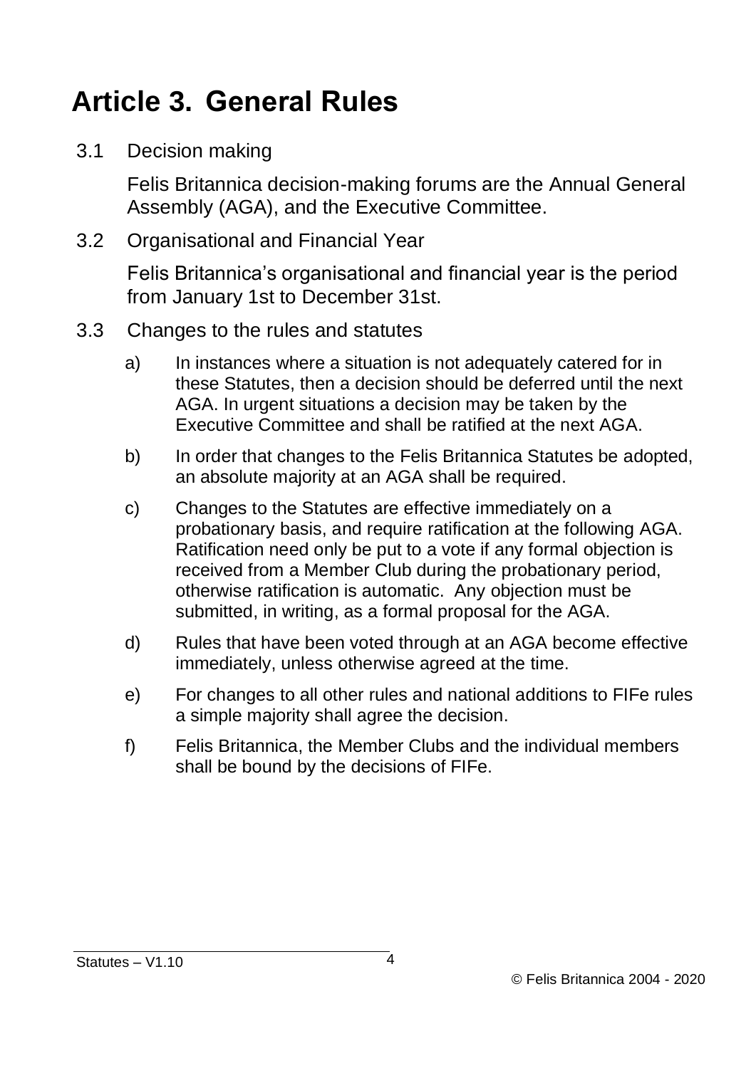# Article 3. General Rules

3.1 Decision making

Felis Britannica decision-making forums are the Annual General Assembly (AGA), and the Executive Committee.

3.2 Organisational and Financial Year

Felis Britannica's organisational and financial year is the period from January 1st to December 31st.

3.3 Changes to the rules and statutes

a) In instances where a situation is not adequately catered for in these Statutes, then a decision should be deferred until the next AGA. In urgent situations a decision may be taken by the Executive Committee and shall be ratified at the next AGA.

b) In order that changes to the Felis Britannica Statutes be adopted, an absolute majority at an AGA shall be required.

c) Changes to the Statutes are effective immediately on a probationary basis, and require ratification at the following AGA. Ratification need only be put to a vote if any formal objection is received from a Member Club during the probationary period, otherwise ratification is automatic. Any objection must be submitted, in writing, as a formal proposal for the AGA.

d) Rules that have been voted through at an AGA become effective immediately, unless otherwise agreed at the time.

e) For changes to all other rules and national additions to FIFe rules a simple majority shall agree the decision.

f) Felis Britannica, the Member Clubs and the individual members shall be bound by the decisions of FIFe.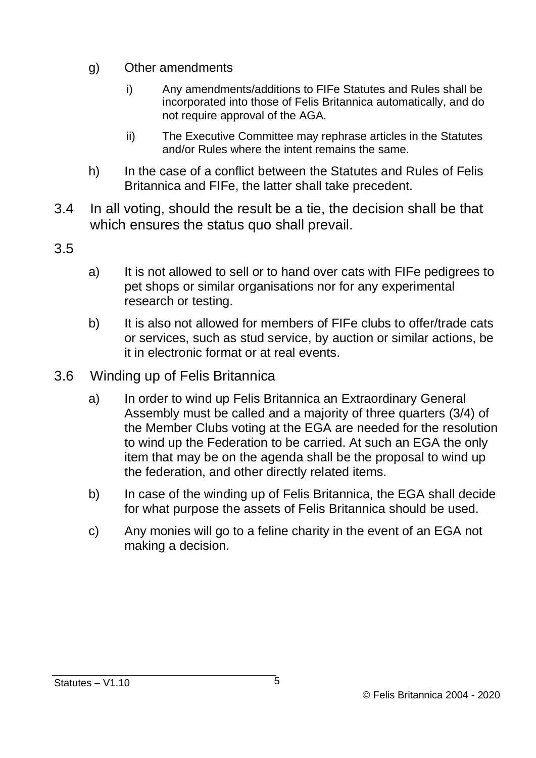g) Other amendments

   i) Any amendments/additions to FIFe Statutes and Rules shall be incorporated into those of Felis Britannica automatically, and do not require approval of the AGA.

   ii) The Executive Committee may rephrase articles in the Statutes and/or Rules where the intent remains the same.

h) In the case of a conflict between the Statutes and Rules of Felis Britannica and FIFe, the latter shall take precedent.

3.4 In all voting, should the result be a tie, the decision shall be that which ensures the status quo shall prevail.

3.5

a) It is not allowed to sell or to hand over cats with FIFe pedigrees to pet shops or similar organisations nor for any experimental research or testing.

b) It is also not allowed for members of FIFe clubs to offer/trade cats or services, such as stud service, by auction or similar actions, be it in electronic format or at real events.

3.6 Winding up of Felis Britannica

a) In order to wind up Felis Britannica an Extraordinary General Assembly must be called and a majority of three quarters (3/4) of the Member Clubs voting at the EGA are needed for the resolution to wind up the Federation to be carried. At such an EGA the only item that may be on the agenda shall be the proposal to wind up the federation, and other directly related items.

b) In case of the winding up of Felis Britannica, the EGA shall decide for what purpose the assets of Felis Britannica should be used.

c) Any monies will go to a feline charity in the event of an EGA not making a decision.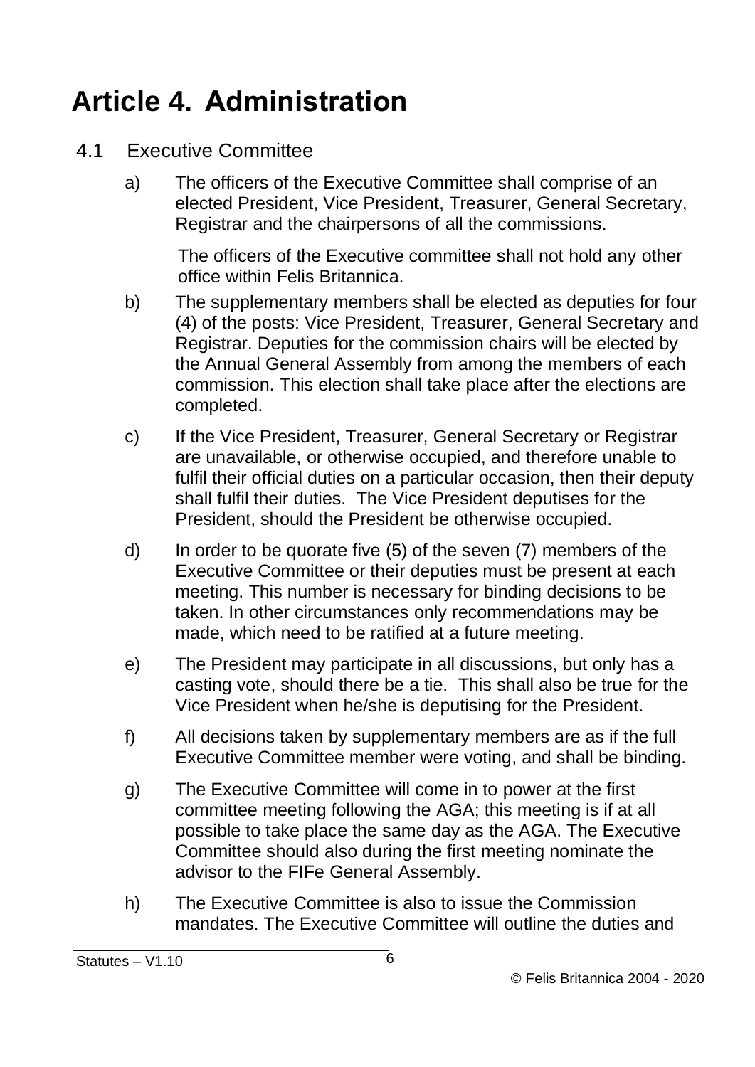# Article 4. Administration

## 4.1 Executive Committee

a) The officers of the Executive Committee shall comprise of an elected President, Vice President, Treasurer, General Secretary, Registrar and the chairpersons of all the commissions.

   The officers of the Executive committee shall not hold any other office within Felis Britannica.

b) The supplementary members shall be elected as deputies for four (4) of the posts: Vice President, Treasurer, General Secretary and Registrar. Deputies for the commission chairs will be elected by the Annual General Assembly from among the members of each commission. This election shall take place after the elections are completed.

c) If the Vice President, Treasurer, General Secretary or Registrar are unavailable, or otherwise occupied, and therefore unable to fulfil their official duties on a particular occasion, then their deputy shall fulfil their duties. The Vice President deputises for the President, should the President be otherwise occupied.

d) In order to be quorate five (5) of the seven (7) members of the Executive Committee or their deputies must be present at each meeting. This number is necessary for binding decisions to be taken. In other circumstances only recommendations may be made, which need to be ratified at a future meeting.

e) The President may participate in all discussions, but only has a casting vote, should there be a tie. This shall also be true for the Vice President when he/she is deputising for the President.

f) All decisions taken by supplementary members are as if the full Executive Committee member were voting, and shall be binding.

g) The Executive Committee will come in to power at the first committee meeting following the AGA; this meeting is if at all possible to take place the same day as the AGA. The Executive Committee should also during the first meeting nominate the advisor to the FIFe General Assembly.

h) The Executive Committee is also to issue the Commission mandates. The Executive Committee will outline the duties and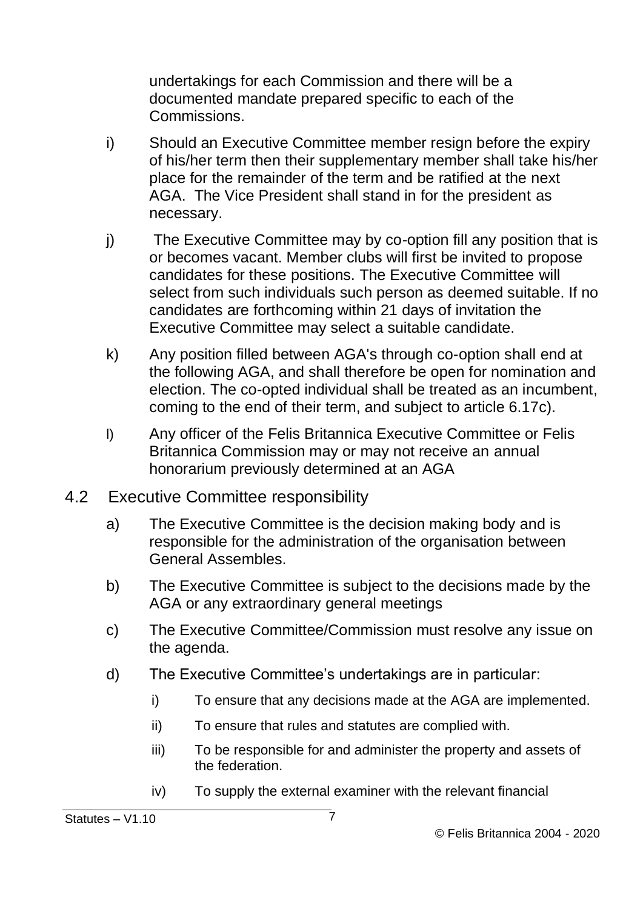undertakings for each Commission and there will be a documented mandate prepared specific to each of the Commissions.

i) Should an Executive Committee member resign before the expiry of his/her term then their supplementary member shall take his/her place for the remainder of the term and be ratified at the next AGA. The Vice President shall stand in for the president as necessary.

j) The Executive Committee may by co-option fill any position that is or becomes vacant. Member clubs will first be invited to propose candidates for these positions. The Executive Committee will select from such individuals such person as deemed suitable. If no candidates are forthcoming within 21 days of invitation the Executive Committee may select a suitable candidate.

k) Any position filled between AGA's through co-option shall end at the following AGA, and shall therefore be open for nomination and election. The co-opted individual shall be treated as an incumbent, coming to the end of their term, and subject to article 6.17c).

l) Any officer of the Felis Britannica Executive Committee or Felis Britannica Commission may or may not receive an annual honorarium previously determined at an AGA

## 4.2 Executive Committee responsibility

a) The Executive Committee is the decision making body and is responsible for the administration of the organisation between General Assembles.

b) The Executive Committee is subject to the decisions made by the AGA or any extraordinary general meetings

c) The Executive Committee/Commission must resolve any issue on the agenda.

d) The Executive Committee's undertakings are in particular:

- i) To ensure that any decisions made at the AGA are implemented.
- ii) To ensure that rules and statutes are complied with.
- iii) To be responsible for and administer the property and assets of the federation.
- iv) To supply the external examiner with the relevant financial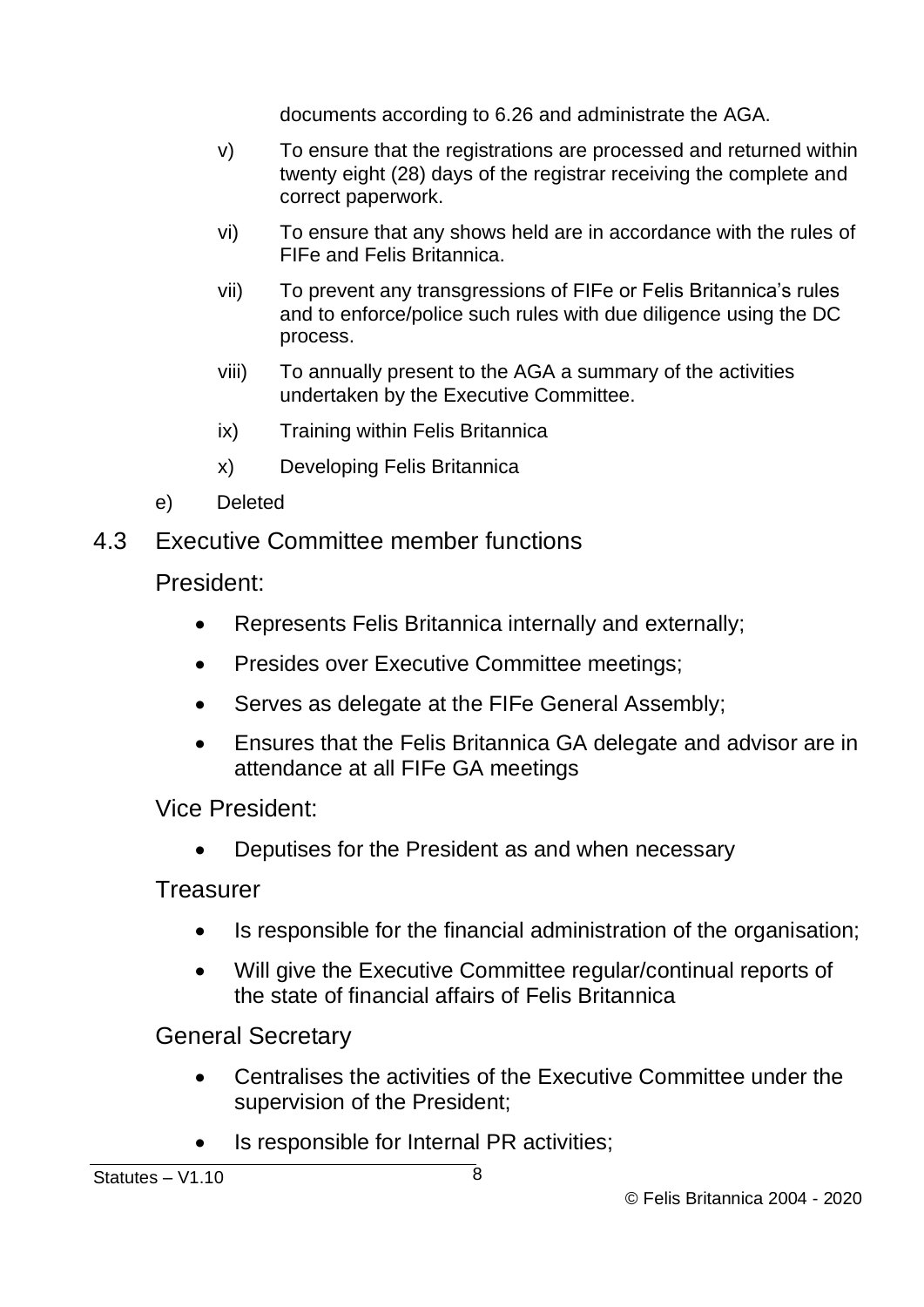documents according to 6.26 and administrate the AGA.

v) To ensure that the registrations are processed and returned within twenty eight (28) days of the registrar receiving the complete and correct paperwork.

vi) To ensure that any shows held are in accordance with the rules of FIFe and Felis Britannica.

vii) To prevent any transgressions of FIFe or Felis Britannica's rules and to enforce/police such rules with due diligence using the DC process.

viii) To annually present to the AGA a summary of the activities undertaken by the Executive Committee.

ix) Training within Felis Britannica

x) Developing Felis Britannica

e) Deleted

## 4.3 Executive Committee member functions

### President:

- Represents Felis Britannica internally and externally;
- Presides over Executive Committee meetings;
- Serves as delegate at the FIFe General Assembly;
- Ensures that the Felis Britannica GA delegate and advisor are in attendance at all FIFe GA meetings

### Vice President:

- Deputises for the President as and when necessary

### Treasurer

- Is responsible for the financial administration of the organisation;
- Will give the Executive Committee regular/continual reports of the state of financial affairs of Felis Britannica

### General Secretary

- Centralises the activities of the Executive Committee under the supervision of the President;
- Is responsible for Internal PR activities;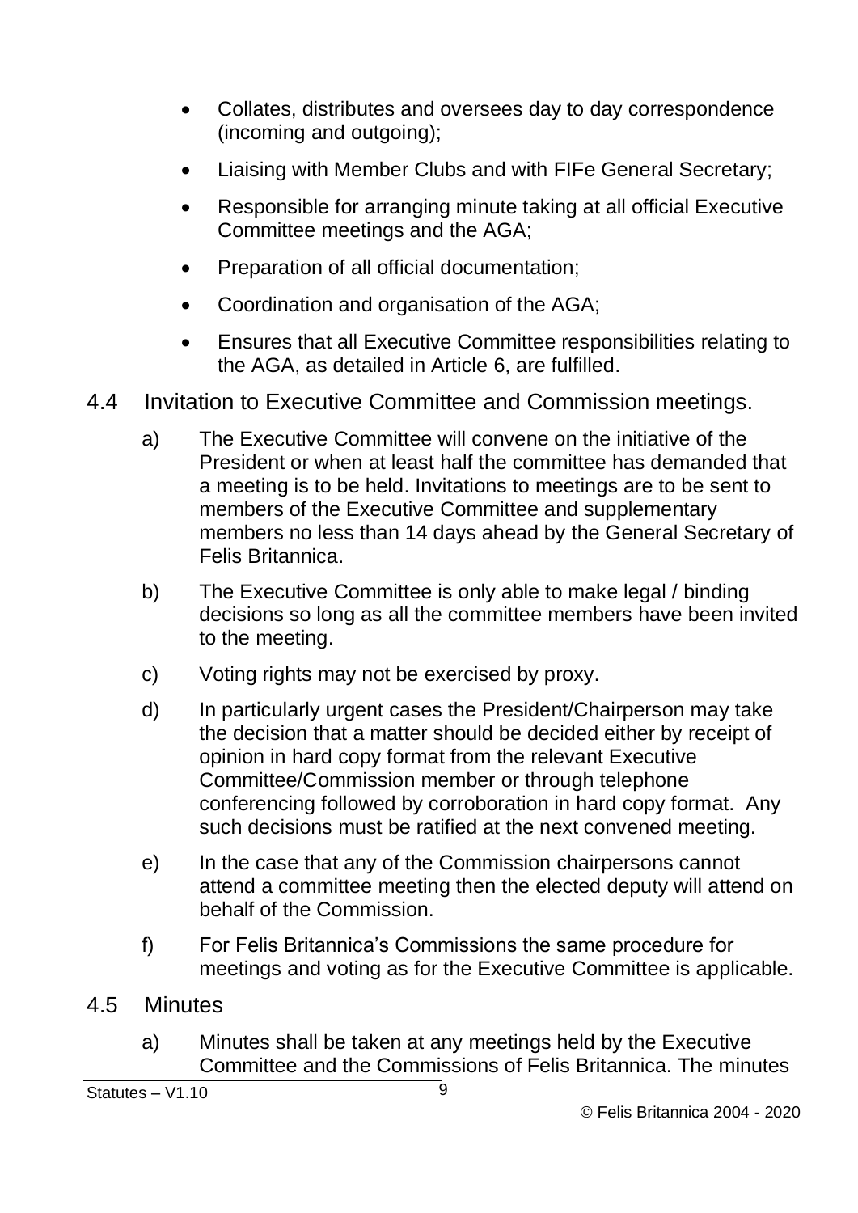- Collates, distributes and oversees day to day correspondence (incoming and outgoing);
- Liaising with Member Clubs and with FIFe General Secretary;
- Responsible for arranging minute taking at all official Executive Committee meetings and the AGA;
- Preparation of all official documentation;
- Coordination and organisation of the AGA;
- Ensures that all Executive Committee responsibilities relating to the AGA, as detailed in Article 6, are fulfilled.

## 4.4 Invitation to Executive Committee and Commission meetings.

a) The Executive Committee will convene on the initiative of the President or when at least half the committee has demanded that a meeting is to be held. Invitations to meetings are to be sent to members of the Executive Committee and supplementary members no less than 14 days ahead by the General Secretary of Felis Britannica.

b) The Executive Committee is only able to make legal / binding decisions so long as all the committee members have been invited to the meeting.

c) Voting rights may not be exercised by proxy.

d) In particularly urgent cases the President/Chairperson may take the decision that a matter should be decided either by receipt of opinion in hard copy format from the relevant Executive Committee/Commission member or through telephone conferencing followed by corroboration in hard copy format. Any such decisions must be ratified at the next convened meeting.

e) In the case that any of the Commission chairpersons cannot attend a committee meeting then the elected deputy will attend on behalf of the Commission.

f) For Felis Britannica's Commissions the same procedure for meetings and voting as for the Executive Committee is applicable.

## 4.5 Minutes

a) Minutes shall be taken at any meetings held by the Executive Committee and the Commissions of Felis Britannica. The minutes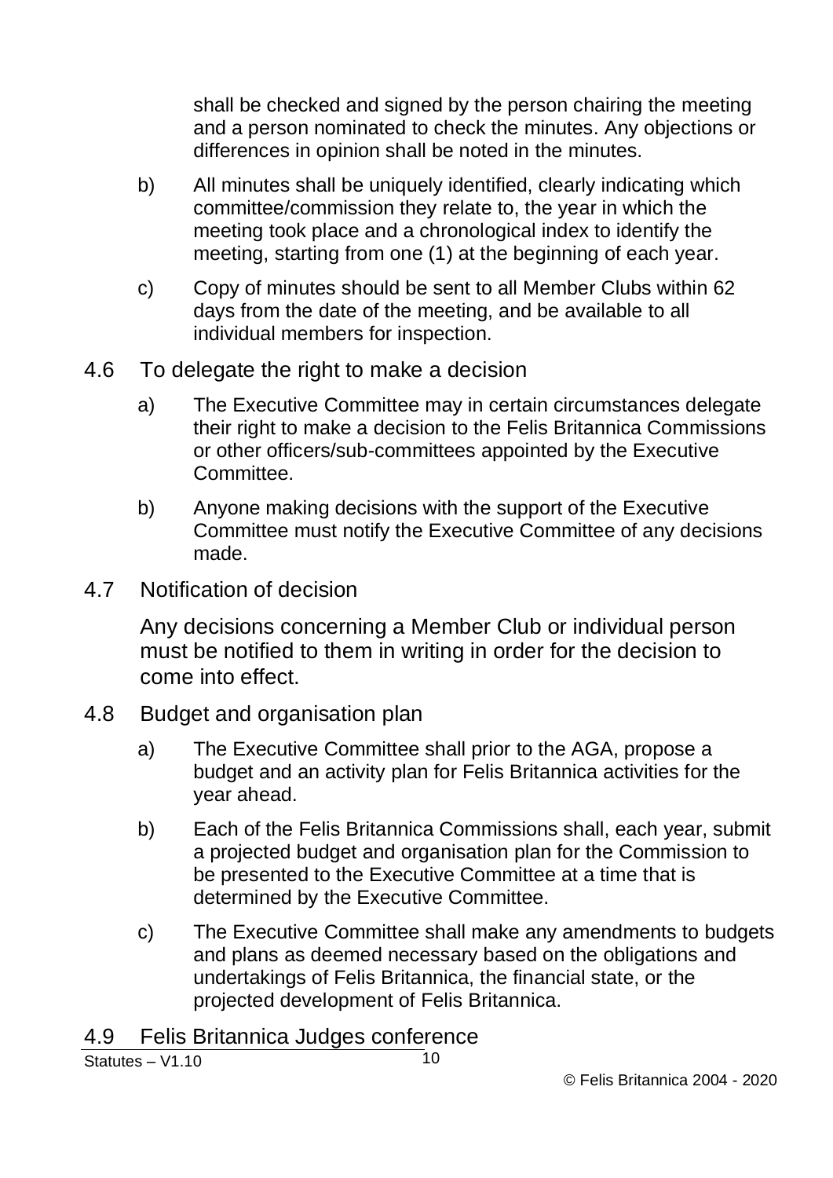shall be checked and signed by the person chairing the meeting and a person nominated to check the minutes. Any objections or differences in opinion shall be noted in the minutes.

b) All minutes shall be uniquely identified, clearly indicating which committee/commission they relate to, the year in which the meeting took place and a chronological index to identify the meeting, starting from one (1) at the beginning of each year.

c) Copy of minutes should be sent to all Member Clubs within 62 days from the date of the meeting, and be available to all individual members for inspection.

## 4.6 To delegate the right to make a decision

a) The Executive Committee may in certain circumstances delegate their right to make a decision to the Felis Britannica Commissions or other officers/sub-committees appointed by the Executive Committee.

b) Anyone making decisions with the support of the Executive Committee must notify the Executive Committee of any decisions made.

## 4.7 Notification of decision

Any decisions concerning a Member Club or individual person must be notified to them in writing in order for the decision to come into effect.

## 4.8 Budget and organisation plan

a) The Executive Committee shall prior to the AGA, propose a budget and an activity plan for Felis Britannica activities for the year ahead.

b) Each of the Felis Britannica Commissions shall, each year, submit a projected budget and organisation plan for the Commission to be presented to the Executive Committee at a time that is determined by the Executive Committee.

c) The Executive Committee shall make any amendments to budgets and plans as deemed necessary based on the obligations and undertakings of Felis Britannica, the financial state, or the projected development of Felis Britannica.

## 4.9 Felis Britannica Judges conference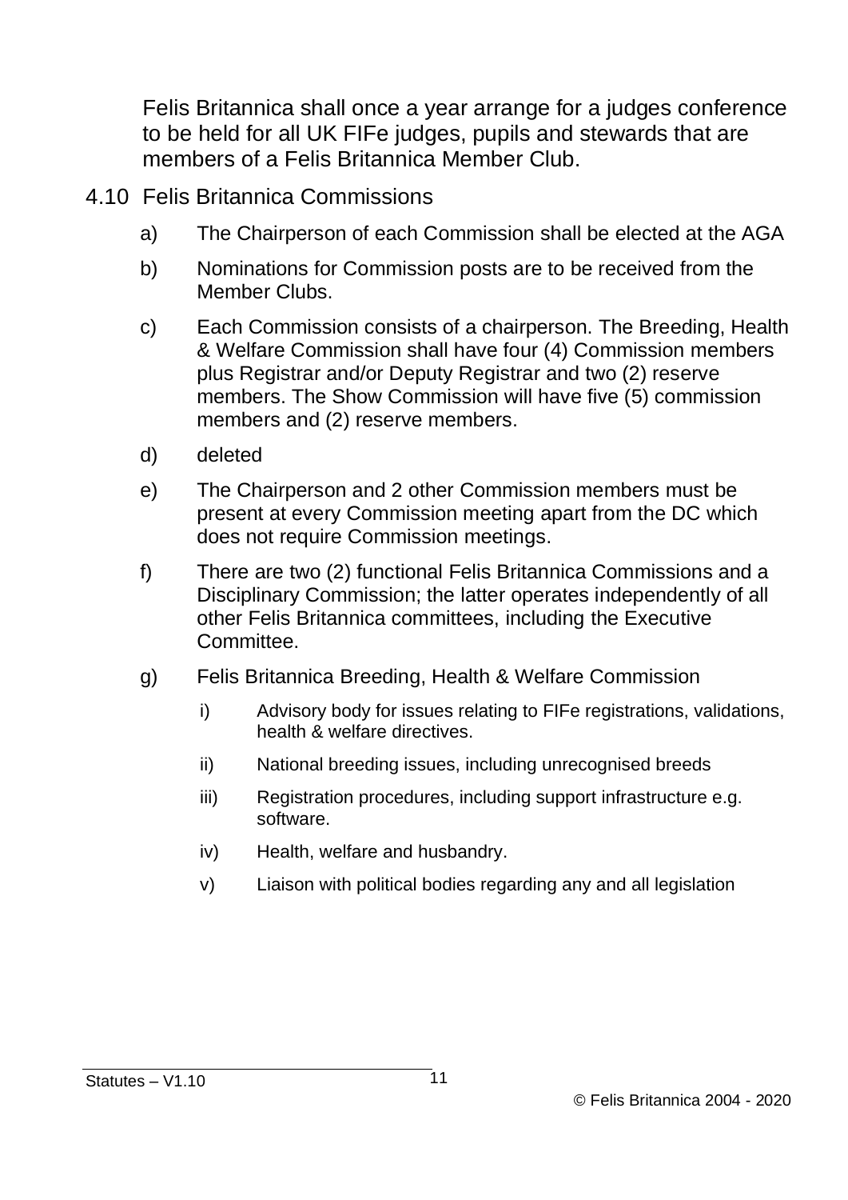Felis Britannica shall once a year arrange for a judges conference to be held for all UK FIFe judges, pupils and stewards that are members of a Felis Britannica Member Club.

## 4.10 Felis Britannica Commissions

a) The Chairperson of each Commission shall be elected at the AGA

b) Nominations for Commission posts are to be received from the Member Clubs.

c) Each Commission consists of a chairperson. The Breeding, Health & Welfare Commission shall have four (4) Commission members plus Registrar and/or Deputy Registrar and two (2) reserve members. The Show Commission will have five (5) commission members and (2) reserve members.

d) deleted

e) The Chairperson and 2 other Commission members must be present at every Commission meeting apart from the DC which does not require Commission meetings.

f) There are two (2) functional Felis Britannica Commissions and a Disciplinary Commission; the latter operates independently of all other Felis Britannica committees, including the Executive Committee.

g) Felis Britannica Breeding, Health & Welfare Commission

   i) Advisory body for issues relating to FIFe registrations, validations, health & welfare directives.

   ii) National breeding issues, including unrecognised breeds

   iii) Registration procedures, including support infrastructure e.g. software.

   iv) Health, welfare and husbandry.

   v) Liaison with political bodies regarding any and all legislation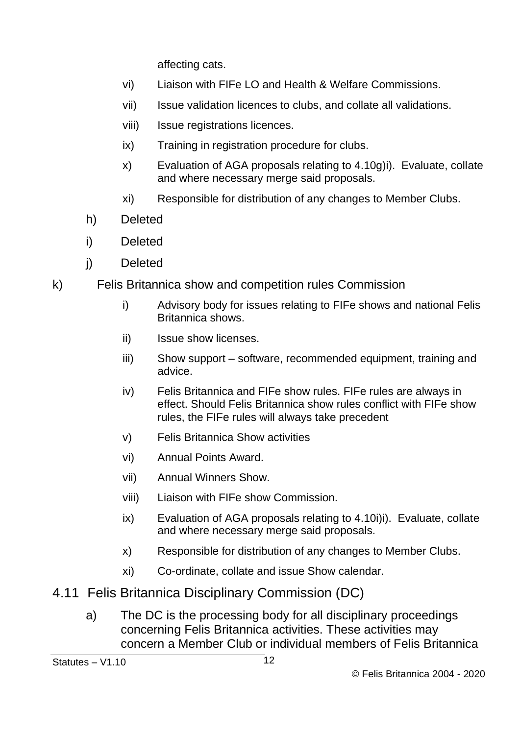affecting cats.

vi) Liaison with FIFe LO and Health & Welfare Commissions.

vii) Issue validation licences to clubs, and collate all validations.

viii) Issue registrations licences.

ix) Training in registration procedure for clubs.

x) Evaluation of AGA proposals relating to 4.10g)i). Evaluate, collate and where necessary merge said proposals.

xi) Responsible for distribution of any changes to Member Clubs.

h) Deleted

i) Deleted

j) Deleted

k) Felis Britannica show and competition rules Commission

i) Advisory body for issues relating to FIFe shows and national Felis Britannica shows.

ii) Issue show licenses.

iii) Show support – software, recommended equipment, training and advice.

iv) Felis Britannica and FIFe show rules. FIFe rules are always in effect. Should Felis Britannica show rules conflict with FIFe show rules, the FIFe rules will always take precedent

v) Felis Britannica Show activities

vi) Annual Points Award.

vii) Annual Winners Show.

viii) Liaison with FIFe show Commission.

ix) Evaluation of AGA proposals relating to 4.10i)i). Evaluate, collate and where necessary merge said proposals.

x) Responsible for distribution of any changes to Member Clubs.

xi) Co-ordinate, collate and issue Show calendar.

## 4.11 Felis Britannica Disciplinary Commission (DC)

a) The DC is the processing body for all disciplinary proceedings concerning Felis Britannica activities. These activities may concern a Member Club or individual members of Felis Britannica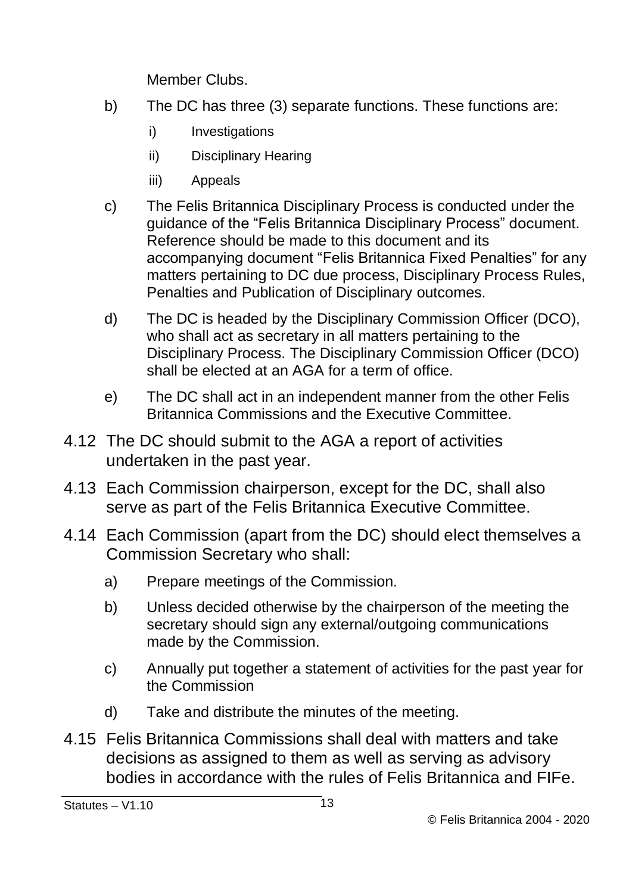Member Clubs.

b) The DC has three (3) separate functions. These functions are:

   i) Investigations

   ii) Disciplinary Hearing

   iii) Appeals

c) The Felis Britannica Disciplinary Process is conducted under the guidance of the "Felis Britannica Disciplinary Process" document. Reference should be made to this document and its accompanying document "Felis Britannica Fixed Penalties" for any matters pertaining to DC due process, Disciplinary Process Rules, Penalties and Publication of Disciplinary outcomes.

d) The DC is headed by the Disciplinary Commission Officer (DCO), who shall act as secretary in all matters pertaining to the Disciplinary Process. The Disciplinary Commission Officer (DCO) shall be elected at an AGA for a term of office.

e) The DC shall act in an independent manner from the other Felis Britannica Commissions and the Executive Committee.

4.12 The DC should submit to the AGA a report of activities undertaken in the past year.

4.13 Each Commission chairperson, except for the DC, shall also serve as part of the Felis Britannica Executive Committee.

4.14 Each Commission (apart from the DC) should elect themselves a Commission Secretary who shall:

   a) Prepare meetings of the Commission.

   b) Unless decided otherwise by the chairperson of the meeting the secretary should sign any external/outgoing communications made by the Commission.

   c) Annually put together a statement of activities for the past year for the Commission

   d) Take and distribute the minutes of the meeting.

4.15 Felis Britannica Commissions shall deal with matters and take decisions as assigned to them as well as serving as advisory bodies in accordance with the rules of Felis Britannica and FIFe.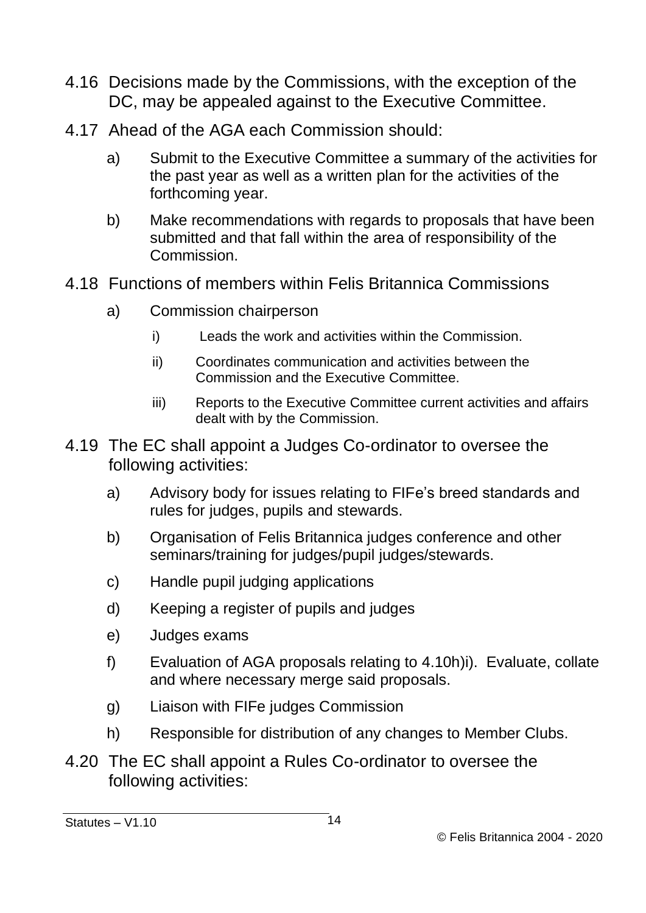4.16 Decisions made by the Commissions, with the exception of the DC, may be appealed against to the Executive Committee.

4.17 Ahead of the AGA each Commission should:

a) Submit to the Executive Committee a summary of the activities for the past year as well as a written plan for the activities of the forthcoming year.

b) Make recommendations with regards to proposals that have been submitted and that fall within the area of responsibility of the Commission.

4.18 Functions of members within Felis Britannica Commissions

a) Commission chairperson

i) Leads the work and activities within the Commission.

ii) Coordinates communication and activities between the Commission and the Executive Committee.

iii) Reports to the Executive Committee current activities and affairs dealt with by the Commission.

4.19 The EC shall appoint a Judges Co-ordinator to oversee the following activities:

a) Advisory body for issues relating to FIFe's breed standards and rules for judges, pupils and stewards.

b) Organisation of Felis Britannica judges conference and other seminars/training for judges/pupil judges/stewards.

c) Handle pupil judging applications

d) Keeping a register of pupils and judges

e) Judges exams

f) Evaluation of AGA proposals relating to 4.10h)i). Evaluate, collate and where necessary merge said proposals.

g) Liaison with FIFe judges Commission

h) Responsible for distribution of any changes to Member Clubs.

4.20 The EC shall appoint a Rules Co-ordinator to oversee the following activities: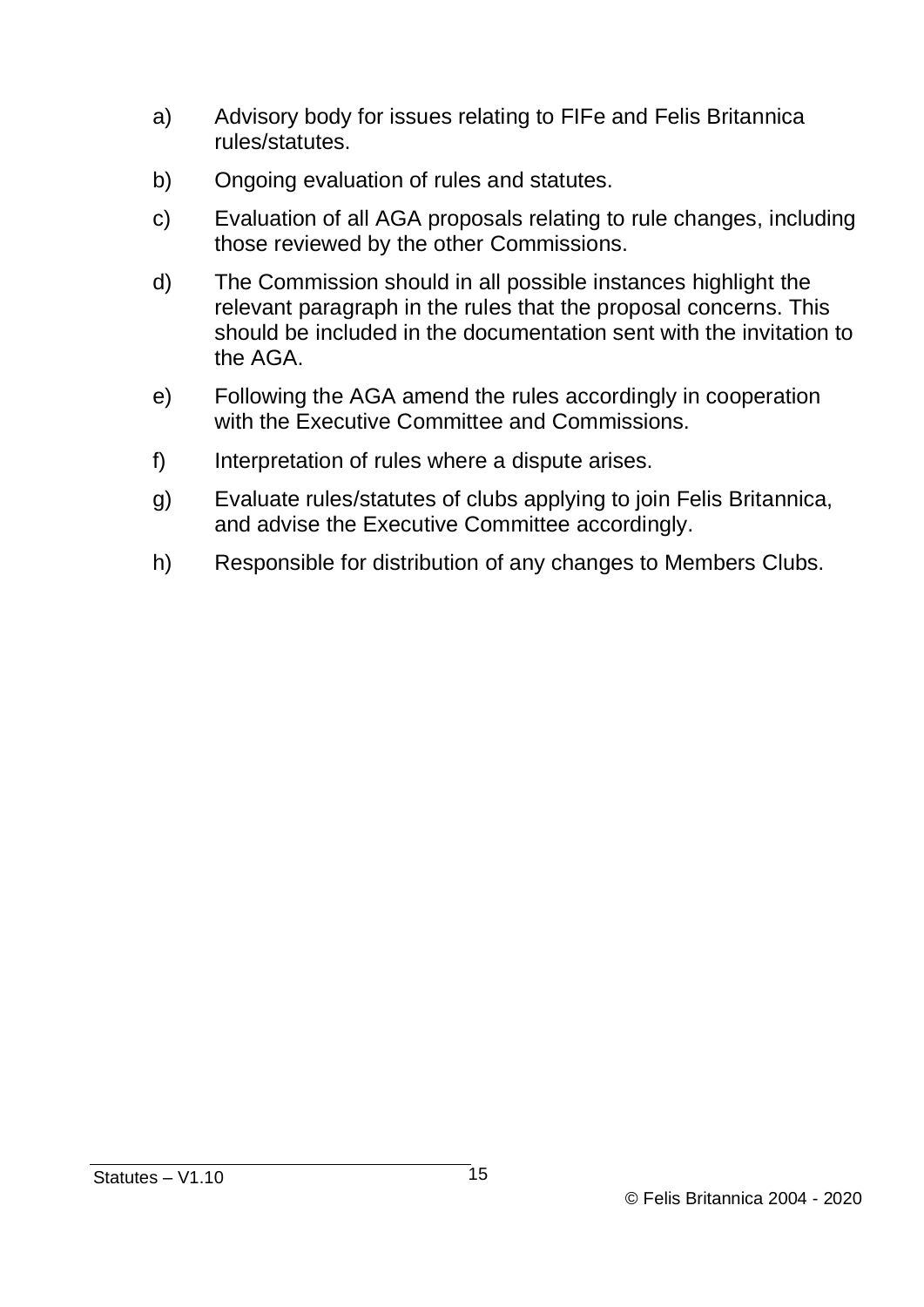a) Advisory body for issues relating to FIFe and Felis Britannica rules/statutes.

b) Ongoing evaluation of rules and statutes.

c) Evaluation of all AGA proposals relating to rule changes, including those reviewed by the other Commissions.

d) The Commission should in all possible instances highlight the relevant paragraph in the rules that the proposal concerns. This should be included in the documentation sent with the invitation to the AGA.

e) Following the AGA amend the rules accordingly in cooperation with the Executive Committee and Commissions.

f) Interpretation of rules where a dispute arises.

g) Evaluate rules/statutes of clubs applying to join Felis Britannica, and advise the Executive Committee accordingly.

h) Responsible for distribution of any changes to Members Clubs.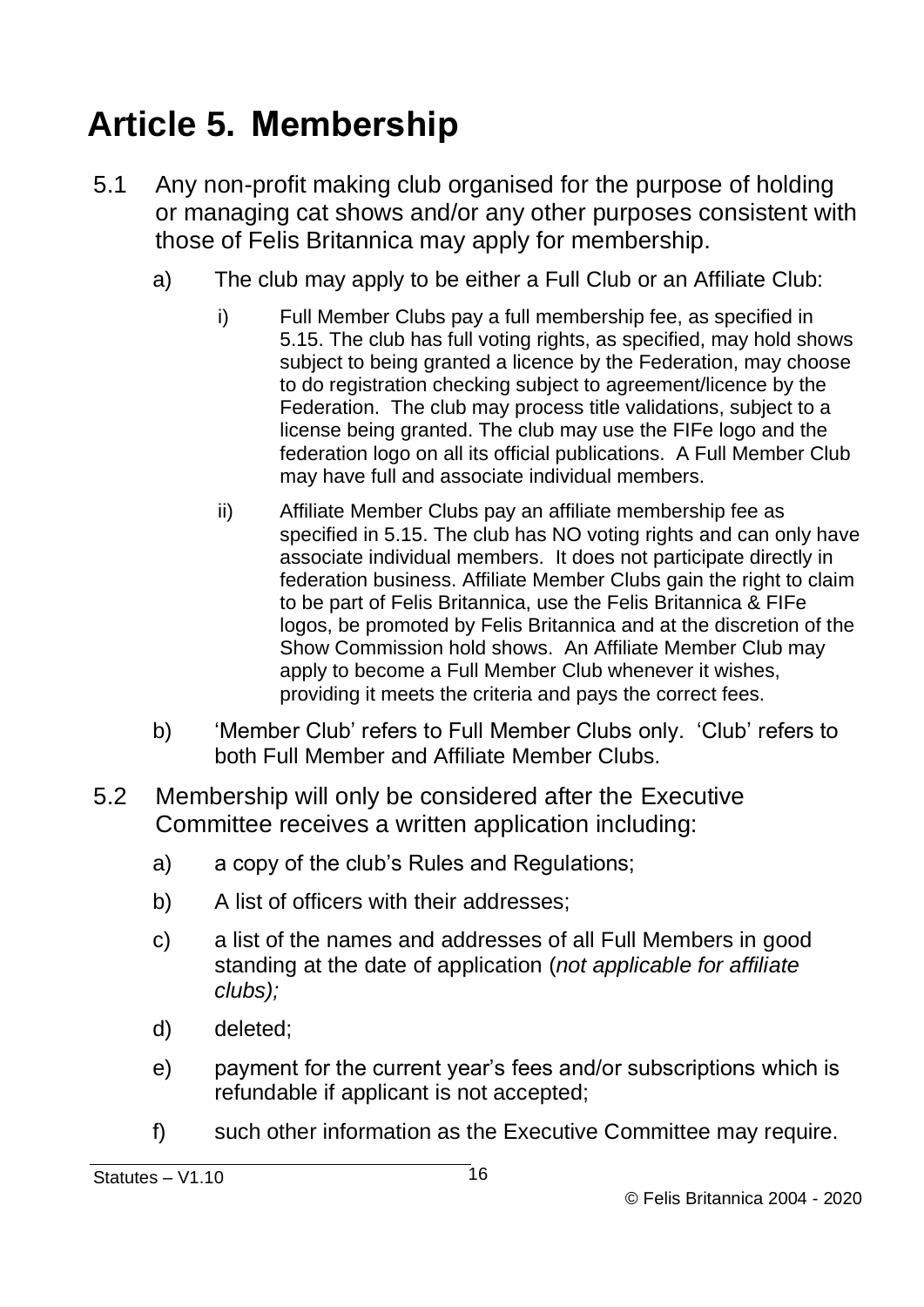# Article 5. Membership

5.1 Any non-profit making club organised for the purpose of holding or managing cat shows and/or any other purposes consistent with those of Felis Britannica may apply for membership.

a) The club may apply to be either a Full Club or an Affiliate Club:

i) Full Member Clubs pay a full membership fee, as specified in 5.15. The club has full voting rights, as specified, may hold shows subject to being granted a licence by the Federation, may choose to do registration checking subject to agreement/licence by the Federation. The club may process title validations, subject to a license being granted. The club may use the FIFe logo and the federation logo on all its official publications. A Full Member Club may have full and associate individual members.

ii) Affiliate Member Clubs pay an affiliate membership fee as specified in 5.15. The club has NO voting rights and can only have associate individual members. It does not participate directly in federation business. Affiliate Member Clubs gain the right to claim to be part of Felis Britannica, use the Felis Britannica & FIFe logos, be promoted by Felis Britannica and at the discretion of the Show Commission hold shows. An Affiliate Member Club may apply to become a Full Member Club whenever it wishes, providing it meets the criteria and pays the correct fees.

b) 'Member Club' refers to Full Member Clubs only. 'Club' refers to both Full Member and Affiliate Member Clubs.

5.2 Membership will only be considered after the Executive Committee receives a written application including:

a) a copy of the club's Rules and Regulations;

b) A list of officers with their addresses;

c) a list of the names and addresses of all Full Members in good standing at the date of application (*not applicable for affiliate clubs);*

d) deleted;

e) payment for the current year's fees and/or subscriptions which is refundable if applicant is not accepted;

f) such other information as the Executive Committee may require.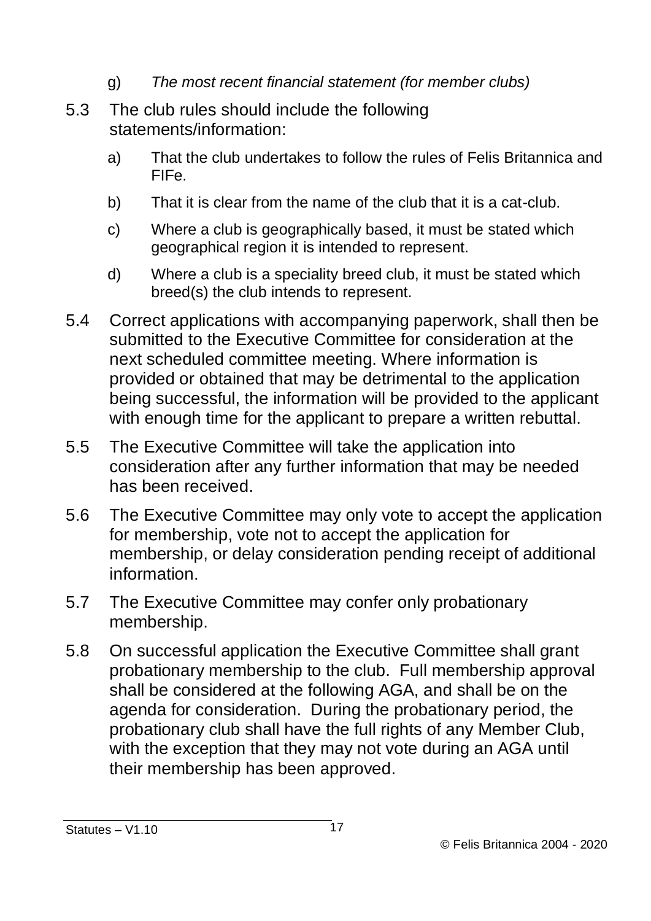g) *The most recent financial statement (for member clubs)*

5.3 The club rules should include the following statements/information:

a) That the club undertakes to follow the rules of Felis Britannica and FIFe.

b) That it is clear from the name of the club that it is a cat-club.

c) Where a club is geographically based, it must be stated which geographical region it is intended to represent.

d) Where a club is a speciality breed club, it must be stated which breed(s) the club intends to represent.

5.4 Correct applications with accompanying paperwork, shall then be submitted to the Executive Committee for consideration at the next scheduled committee meeting. Where information is provided or obtained that may be detrimental to the application being successful, the information will be provided to the applicant with enough time for the applicant to prepare a written rebuttal.

5.5 The Executive Committee will take the application into consideration after any further information that may be needed has been received.

5.6 The Executive Committee may only vote to accept the application for membership, vote not to accept the application for membership, or delay consideration pending receipt of additional information.

5.7 The Executive Committee may confer only probationary membership.

5.8 On successful application the Executive Committee shall grant probationary membership to the club. Full membership approval shall be considered at the following AGA, and shall be on the agenda for consideration. During the probationary period, the probationary club shall have the full rights of any Member Club, with the exception that they may not vote during an AGA until their membership has been approved.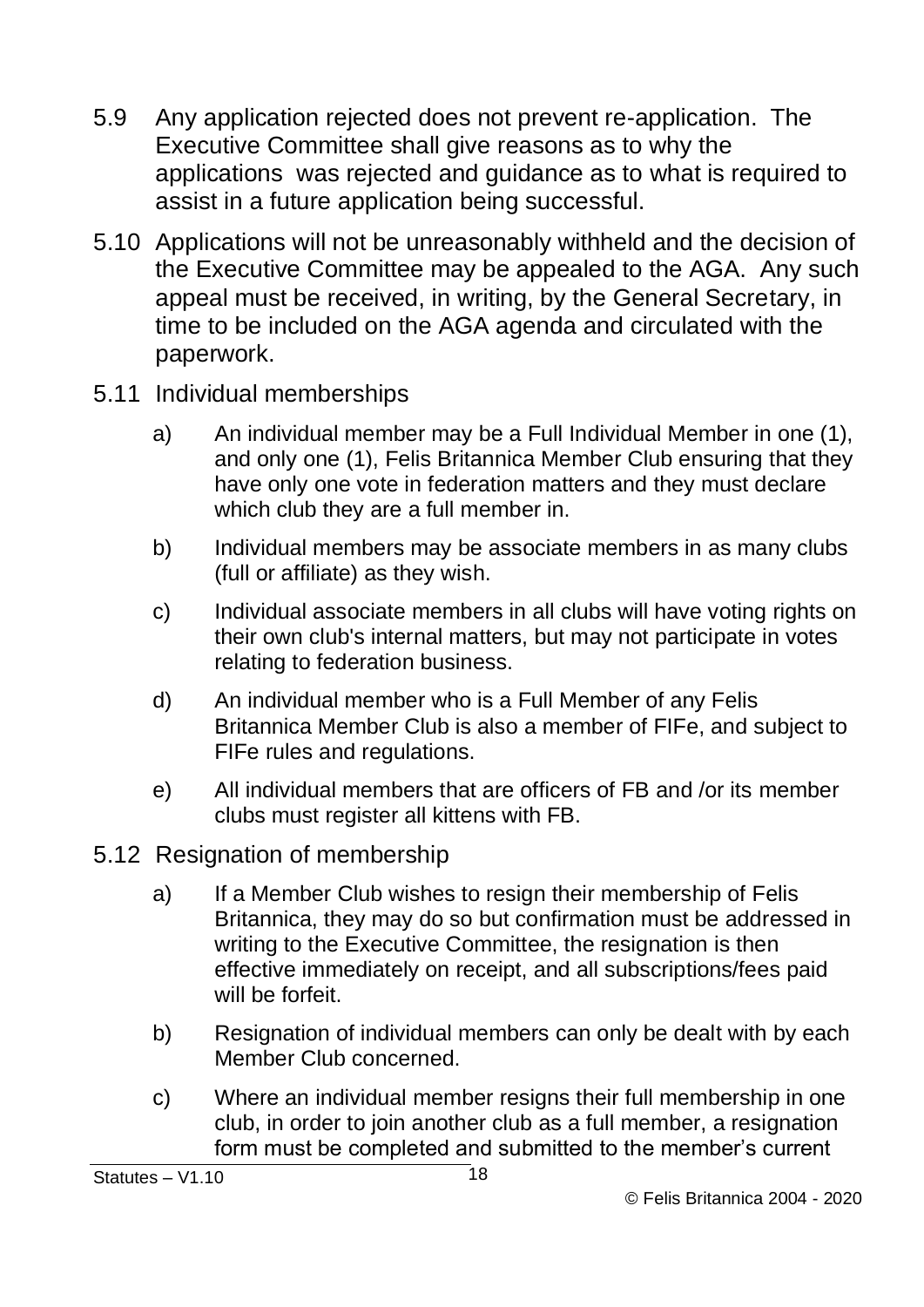5.9 Any application rejected does not prevent re-application. The Executive Committee shall give reasons as to why the applications was rejected and guidance as to what is required to assist in a future application being successful.

5.10 Applications will not be unreasonably withheld and the decision of the Executive Committee may be appealed to the AGA. Any such appeal must be received, in writing, by the General Secretary, in time to be included on the AGA agenda and circulated with the paperwork.

5.11 Individual memberships

a) An individual member may be a Full Individual Member in one (1), and only one (1), Felis Britannica Member Club ensuring that they have only one vote in federation matters and they must declare which club they are a full member in.

b) Individual members may be associate members in as many clubs (full or affiliate) as they wish.

c) Individual associate members in all clubs will have voting rights on their own club's internal matters, but may not participate in votes relating to federation business.

d) An individual member who is a Full Member of any Felis Britannica Member Club is also a member of FIFe, and subject to FIFe rules and regulations.

e) All individual members that are officers of FB and /or its member clubs must register all kittens with FB.

5.12 Resignation of membership

a) If a Member Club wishes to resign their membership of Felis Britannica, they may do so but confirmation must be addressed in writing to the Executive Committee, the resignation is then effective immediately on receipt, and all subscriptions/fees paid will be forfeit.

b) Resignation of individual members can only be dealt with by each Member Club concerned.

c) Where an individual member resigns their full membership in one club, in order to join another club as a full member, a resignation form must be completed and submitted to the member's current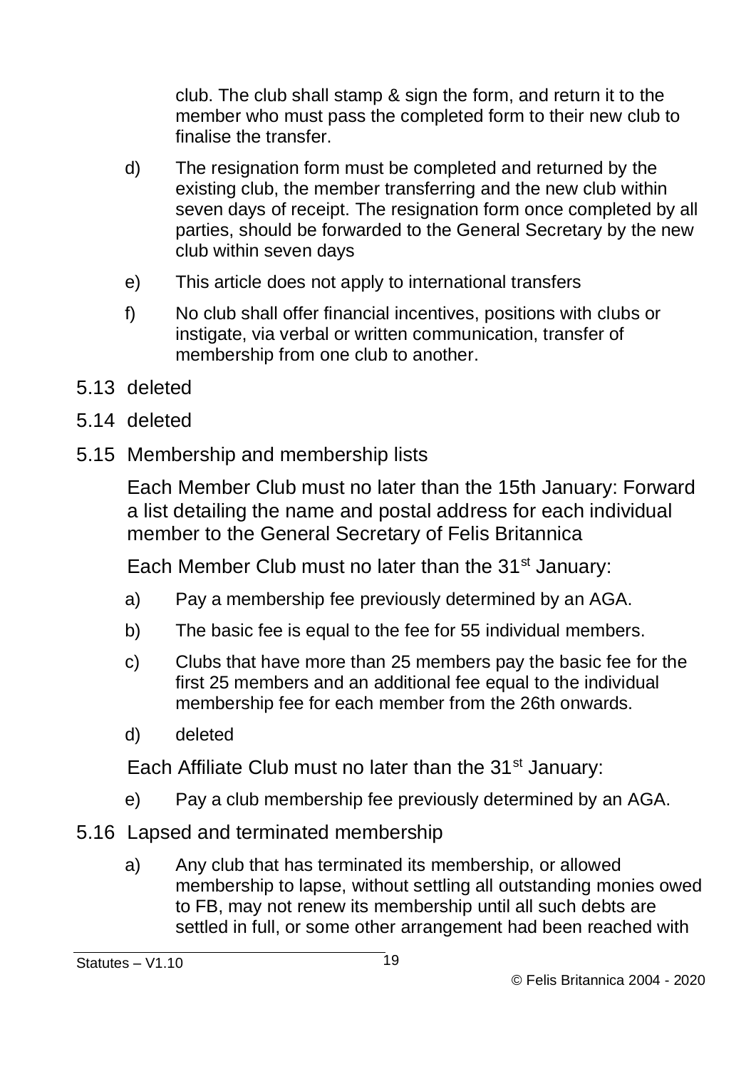club. The club shall stamp & sign the form, and return it to the member who must pass the completed form to their new club to finalise the transfer.

d) The resignation form must be completed and returned by the existing club, the member transferring and the new club within seven days of receipt. The resignation form once completed by all parties, should be forwarded to the General Secretary by the new club within seven days

e) This article does not apply to international transfers

f) No club shall offer financial incentives, positions with clubs or instigate, via verbal or written communication, transfer of membership from one club to another.

5.13 deleted

5.14 deleted

5.15 Membership and membership lists

Each Member Club must no later than the 15th January: Forward a list detailing the name and postal address for each individual member to the General Secretary of Felis Britannica

Each Member Club must no later than the 31st January:

a) Pay a membership fee previously determined by an AGA.

b) The basic fee is equal to the fee for 55 individual members.

c) Clubs that have more than 25 members pay the basic fee for the first 25 members and an additional fee equal to the individual membership fee for each member from the 26th onwards.

d) deleted

Each Affiliate Club must no later than the 31st January:

e) Pay a club membership fee previously determined by an AGA.

5.16 Lapsed and terminated membership

a) Any club that has terminated its membership, or allowed membership to lapse, without settling all outstanding monies owed to FB, may not renew its membership until all such debts are settled in full, or some other arrangement had been reached with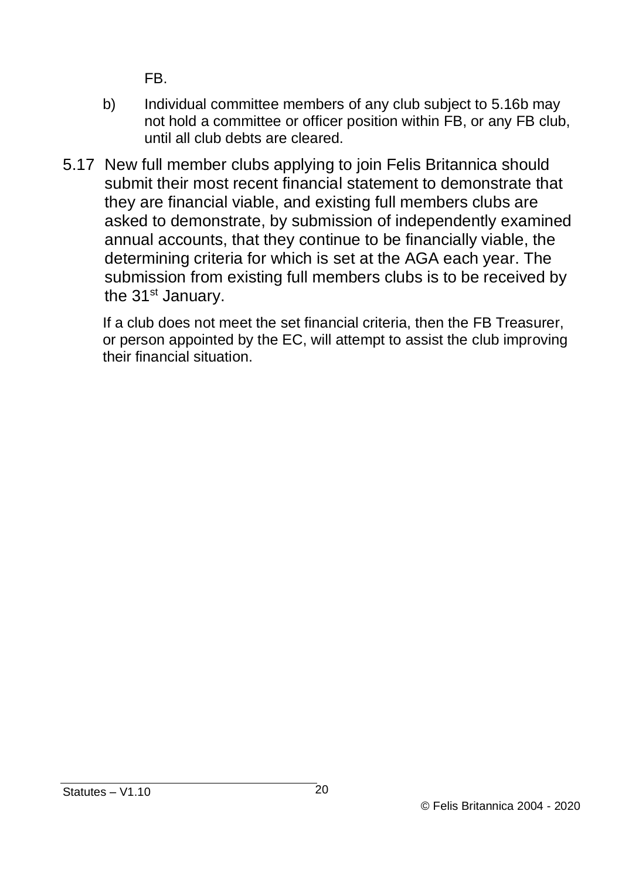FB.

b) Individual committee members of any club subject to 5.16b may not hold a committee or officer position within FB, or any FB club, until all club debts are cleared.

5.17 New full member clubs applying to join Felis Britannica should submit their most recent financial statement to demonstrate that they are financial viable, and existing full members clubs are asked to demonstrate, by submission of independently examined annual accounts, that they continue to be financially viable, the determining criteria for which is set at the AGA each year. The submission from existing full members clubs is to be received by the 31st January.

If a club does not meet the set financial criteria, then the FB Treasurer, or person appointed by the EC, will attempt to assist the club improving their financial situation.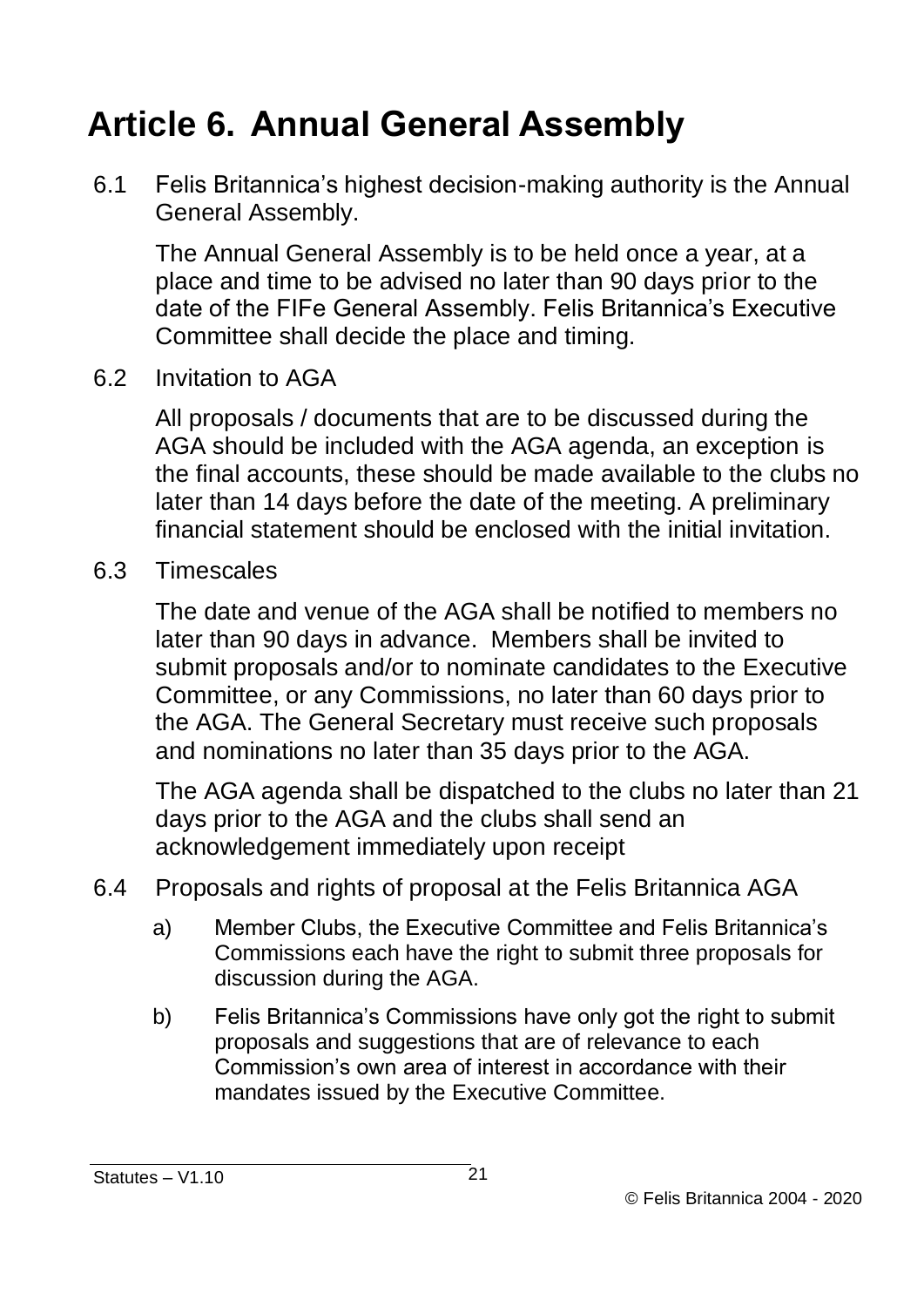# Article 6. Annual General Assembly

6.1 Felis Britannica's highest decision-making authority is the Annual General Assembly.

The Annual General Assembly is to be held once a year, at a place and time to be advised no later than 90 days prior to the date of the FIFe General Assembly. Felis Britannica's Executive Committee shall decide the place and timing.

6.2 Invitation to AGA

All proposals / documents that are to be discussed during the AGA should be included with the AGA agenda, an exception is the final accounts, these should be made available to the clubs no later than 14 days before the date of the meeting. A preliminary financial statement should be enclosed with the initial invitation.

6.3 Timescales

The date and venue of the AGA shall be notified to members no later than 90 days in advance. Members shall be invited to submit proposals and/or to nominate candidates to the Executive Committee, or any Commissions, no later than 60 days prior to the AGA. The General Secretary must receive such proposals and nominations no later than 35 days prior to the AGA.

The AGA agenda shall be dispatched to the clubs no later than 21 days prior to the AGA and the clubs shall send an acknowledgement immediately upon receipt

6.4 Proposals and rights of proposal at the Felis Britannica AGA

a) Member Clubs, the Executive Committee and Felis Britannica's Commissions each have the right to submit three proposals for discussion during the AGA.

b) Felis Britannica's Commissions have only got the right to submit proposals and suggestions that are of relevance to each Commission's own area of interest in accordance with their mandates issued by the Executive Committee.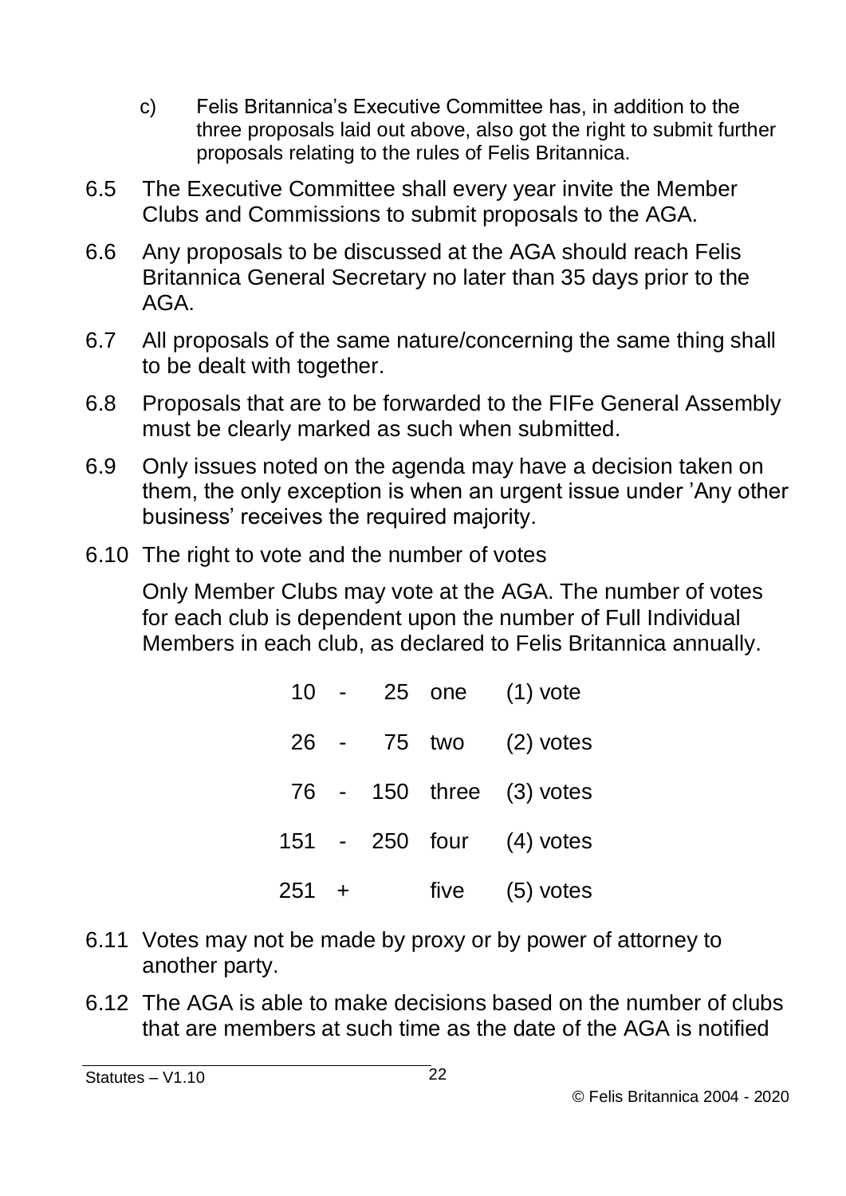c) Felis Britannica's Executive Committee has, in addition to the three proposals laid out above, also got the right to submit further proposals relating to the rules of Felis Britannica.

6.5 The Executive Committee shall every year invite the Member Clubs and Commissions to submit proposals to the AGA.

6.6 Any proposals to be discussed at the AGA should reach Felis Britannica General Secretary no later than 35 days prior to the AGA.

6.7 All proposals of the same nature/concerning the same thing shall to be dealt with together.

6.8 Proposals that are to be forwarded to the FIFe General Assembly must be clearly marked as such when submitted.

6.9 Only issues noted on the agenda may have a decision taken on them, the only exception is when an urgent issue under 'Any other business' receives the required majority.

6.10 The right to vote and the number of votes

Only Member Clubs may vote at the AGA. The number of votes for each club is dependent upon the number of Full Individual Members in each club, as declared to Felis Britannica annually.

| Members | Votes |
|---|---|
| 10 - 25 | one (1) vote |
| 26 - 75 | two (2) votes |
| 76 - 150 | three (3) votes |
| 151 - 250 | four (4) votes |
| 251 + | five (5) votes |

6.11 Votes may not be made by proxy or by power of attorney to another party.

6.12 The AGA is able to make decisions based on the number of clubs that are members at such time as the date of the AGA is notified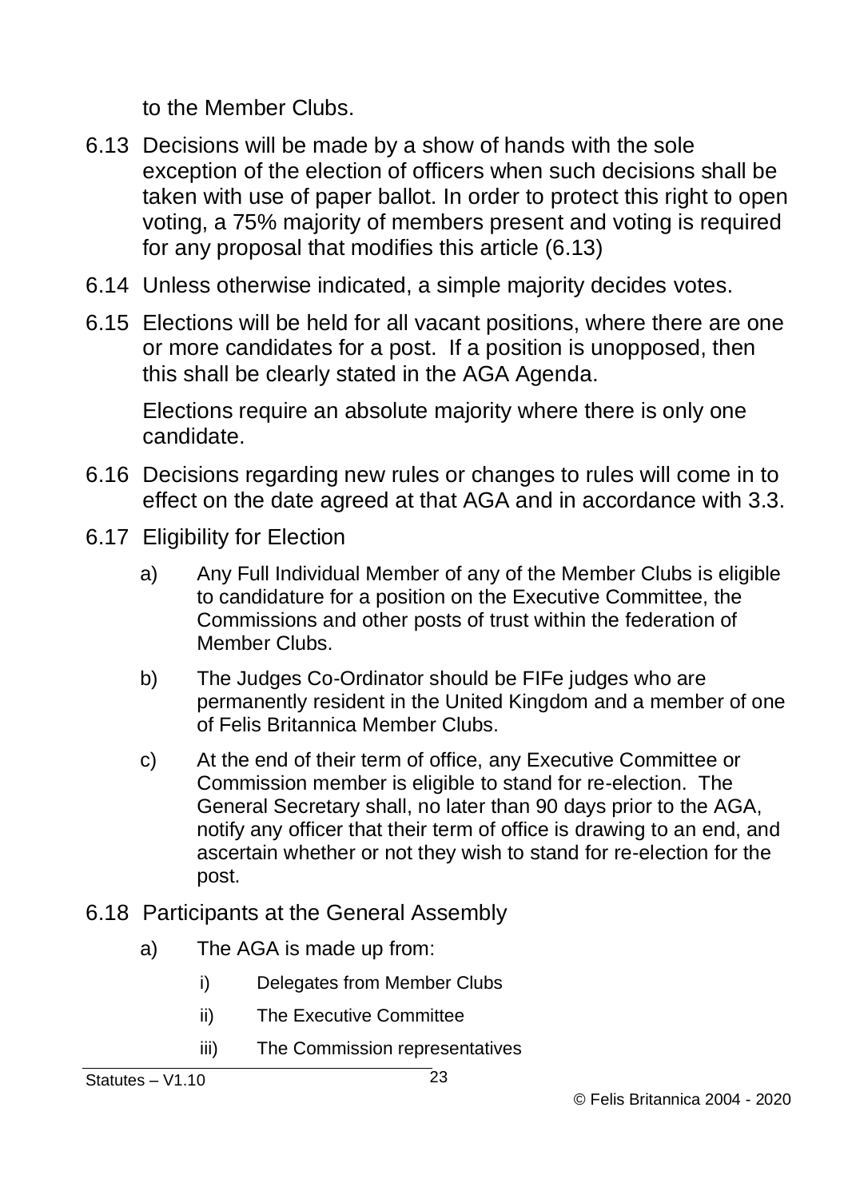to the Member Clubs.

6.13 Decisions will be made by a show of hands with the sole exception of the election of officers when such decisions shall be taken with use of paper ballot. In order to protect this right to open voting, a 75% majority of members present and voting is required for any proposal that modifies this article (6.13)

6.14 Unless otherwise indicated, a simple majority decides votes.

6.15 Elections will be held for all vacant positions, where there are one or more candidates for a post. If a position is unopposed, then this shall be clearly stated in the AGA Agenda.

Elections require an absolute majority where there is only one candidate.

6.16 Decisions regarding new rules or changes to rules will come in to effect on the date agreed at that AGA and in accordance with 3.3.

6.17 Eligibility for Election

a) Any Full Individual Member of any of the Member Clubs is eligible to candidature for a position on the Executive Committee, the Commissions and other posts of trust within the federation of Member Clubs.

b) The Judges Co-Ordinator should be FIFe judges who are permanently resident in the United Kingdom and a member of one of Felis Britannica Member Clubs.

c) At the end of their term of office, any Executive Committee or Commission member is eligible to stand for re-election. The General Secretary shall, no later than 90 days prior to the AGA, notify any officer that their term of office is drawing to an end, and ascertain whether or not they wish to stand for re-election for the post.

6.18 Participants at the General Assembly

a) The AGA is made up from:

i) Delegates from Member Clubs

ii) The Executive Committee

iii) The Commission representatives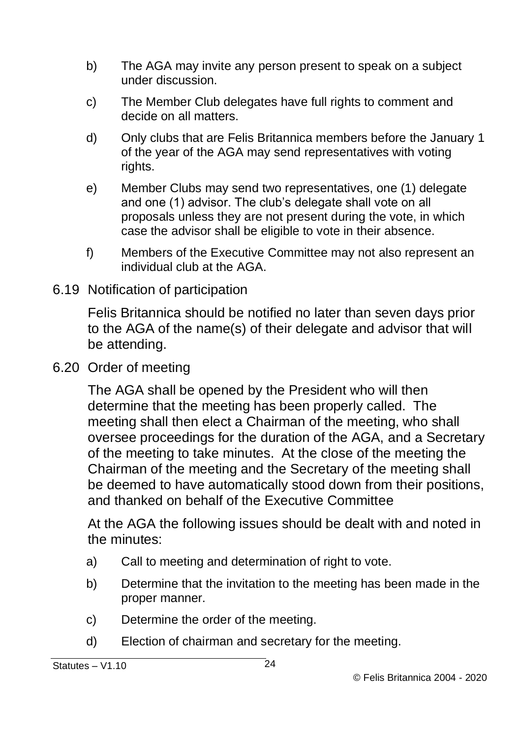b) The AGA may invite any person present to speak on a subject under discussion.

c) The Member Club delegates have full rights to comment and decide on all matters.

d) Only clubs that are Felis Britannica members before the January 1 of the year of the AGA may send representatives with voting rights.

e) Member Clubs may send two representatives, one (1) delegate and one (1) advisor. The club's delegate shall vote on all proposals unless they are not present during the vote, in which case the advisor shall be eligible to vote in their absence.

f) Members of the Executive Committee may not also represent an individual club at the AGA.

### 6.19 Notification of participation

Felis Britannica should be notified no later than seven days prior to the AGA of the name(s) of their delegate and advisor that will be attending.

### 6.20 Order of meeting

The AGA shall be opened by the President who will then determine that the meeting has been properly called. The meeting shall then elect a Chairman of the meeting, who shall oversee proceedings for the duration of the AGA, and a Secretary of the meeting to take minutes. At the close of the meeting the Chairman of the meeting and the Secretary of the meeting shall be deemed to have automatically stood down from their positions, and thanked on behalf of the Executive Committee

At the AGA the following issues should be dealt with and noted in the minutes:

a) Call to meeting and determination of right to vote.

b) Determine that the invitation to the meeting has been made in the proper manner.

c) Determine the order of the meeting.

d) Election of chairman and secretary for the meeting.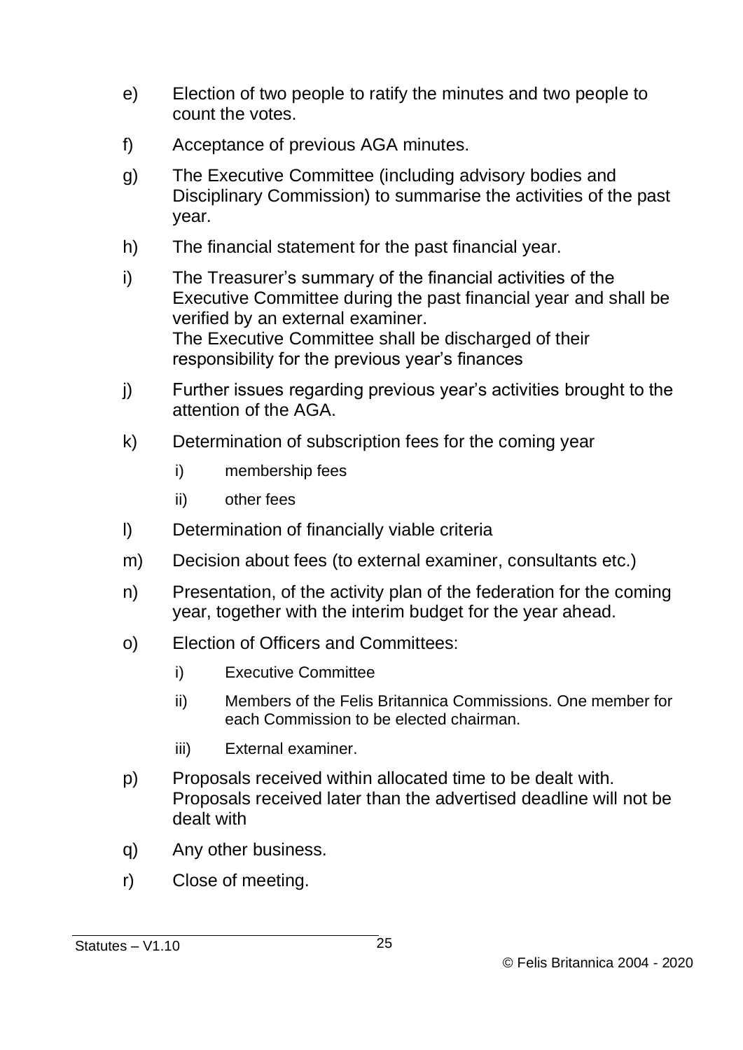e) Election of two people to ratify the minutes and two people to count the votes.

f) Acceptance of previous AGA minutes.

g) The Executive Committee (including advisory bodies and Disciplinary Commission) to summarise the activities of the past year.

h) The financial statement for the past financial year.

i) The Treasurer's summary of the financial activities of the Executive Committee during the past financial year and shall be verified by an external examiner.
The Executive Committee shall be discharged of their responsibility for the previous year's finances

j) Further issues regarding previous year's activities brought to the attention of the AGA.

k) Determination of subscription fees for the coming year

    i) membership fees

    ii) other fees

l) Determination of financially viable criteria

m) Decision about fees (to external examiner, consultants etc.)

n) Presentation, of the activity plan of the federation for the coming year, together with the interim budget for the year ahead.

o) Election of Officers and Committees:

    i) Executive Committee

    ii) Members of the Felis Britannica Commissions. One member for each Commission to be elected chairman.

    iii) External examiner.

p) Proposals received within allocated time to be dealt with. Proposals received later than the advertised deadline will not be dealt with

q) Any other business.

r) Close of meeting.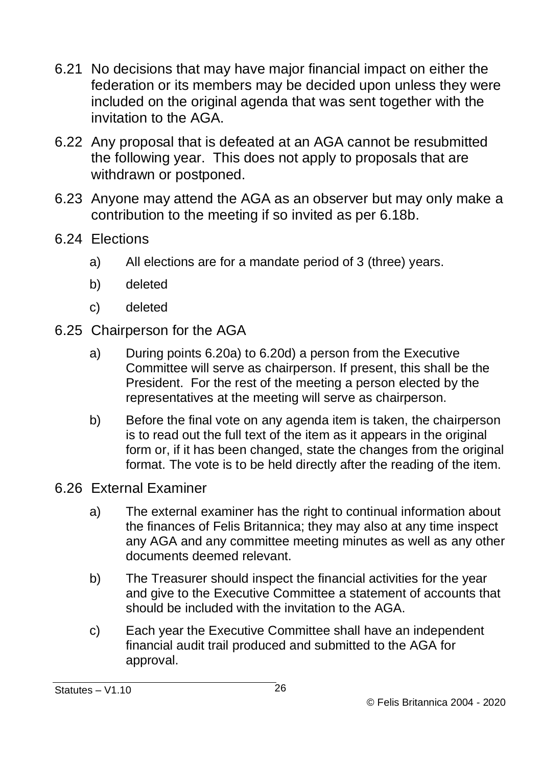6.21 No decisions that may have major financial impact on either the federation or its members may be decided upon unless they were included on the original agenda that was sent together with the invitation to the AGA.

6.22 Any proposal that is defeated at an AGA cannot be resubmitted the following year. This does not apply to proposals that are withdrawn or postponed.

6.23 Anyone may attend the AGA as an observer but may only make a contribution to the meeting if so invited as per 6.18b.

6.24 Elections

- a) All elections are for a mandate period of 3 (three) years.
- b) deleted
- c) deleted

6.25 Chairperson for the AGA

- a) During points 6.20a) to 6.20d) a person from the Executive Committee will serve as chairperson. If present, this shall be the President. For the rest of the meeting a person elected by the representatives at the meeting will serve as chairperson.
- b) Before the final vote on any agenda item is taken, the chairperson is to read out the full text of the item as it appears in the original form or, if it has been changed, state the changes from the original format. The vote is to be held directly after the reading of the item.

6.26 External Examiner

- a) The external examiner has the right to continual information about the finances of Felis Britannica; they may also at any time inspect any AGA and any committee meeting minutes as well as any other documents deemed relevant.
- b) The Treasurer should inspect the financial activities for the year and give to the Executive Committee a statement of accounts that should be included with the invitation to the AGA.
- c) Each year the Executive Committee shall have an independent financial audit trail produced and submitted to the AGA for approval.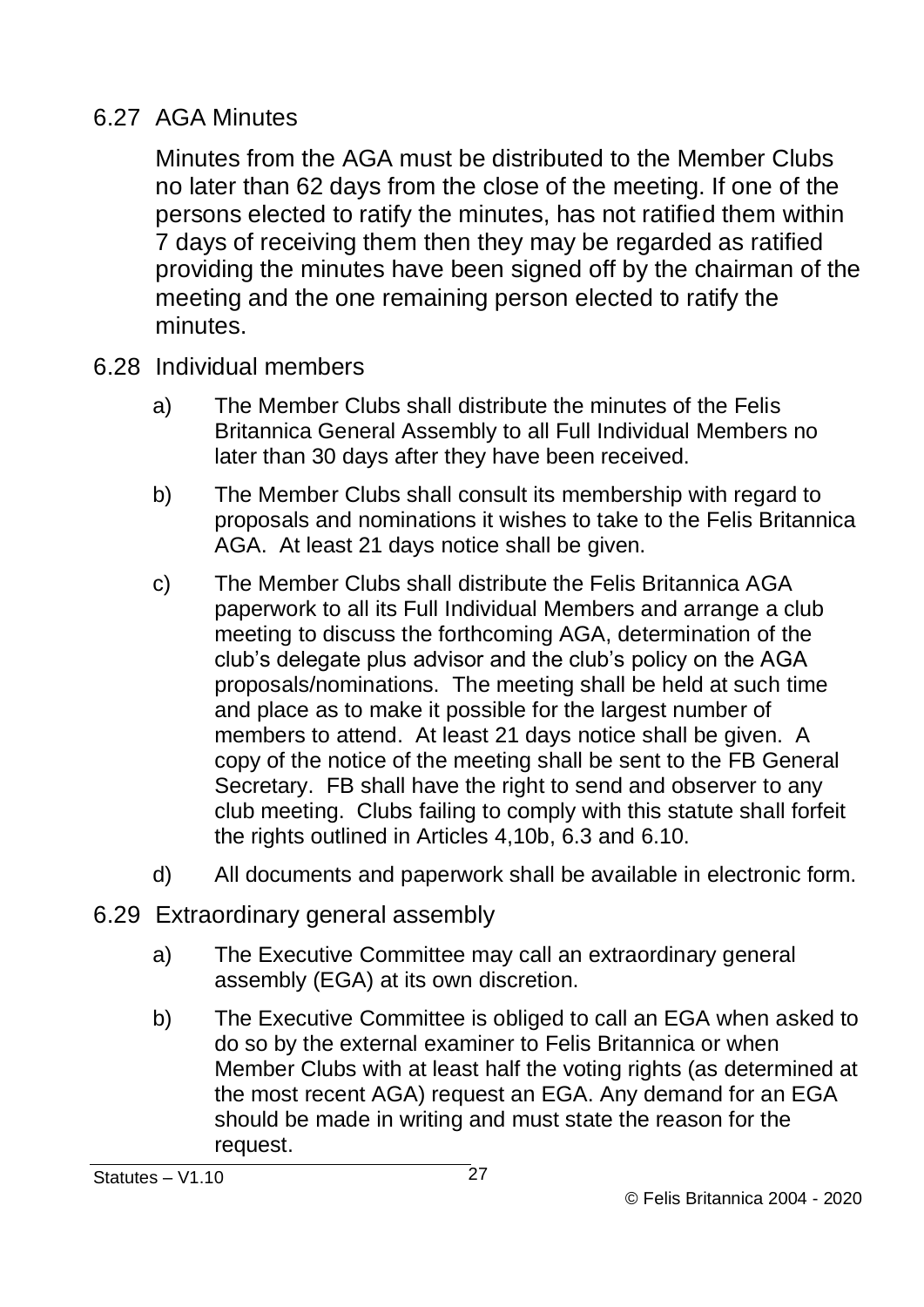## 6.27 AGA Minutes

Minutes from the AGA must be distributed to the Member Clubs no later than 62 days from the close of the meeting. If one of the persons elected to ratify the minutes, has not ratified them within 7 days of receiving them then they may be regarded as ratified providing the minutes have been signed off by the chairman of the meeting and the one remaining person elected to ratify the minutes.

## 6.28 Individual members

a) The Member Clubs shall distribute the minutes of the Felis Britannica General Assembly to all Full Individual Members no later than 30 days after they have been received.

b) The Member Clubs shall consult its membership with regard to proposals and nominations it wishes to take to the Felis Britannica AGA. At least 21 days notice shall be given.

c) The Member Clubs shall distribute the Felis Britannica AGA paperwork to all its Full Individual Members and arrange a club meeting to discuss the forthcoming AGA, determination of the club's delegate plus advisor and the club's policy on the AGA proposals/nominations. The meeting shall be held at such time and place as to make it possible for the largest number of members to attend. At least 21 days notice shall be given. A copy of the notice of the meeting shall be sent to the FB General Secretary. FB shall have the right to send and observer to any club meeting. Clubs failing to comply with this statute shall forfeit the rights outlined in Articles 4,10b, 6.3 and 6.10.

d) All documents and paperwork shall be available in electronic form.

## 6.29 Extraordinary general assembly

a) The Executive Committee may call an extraordinary general assembly (EGA) at its own discretion.

b) The Executive Committee is obliged to call an EGA when asked to do so by the external examiner to Felis Britannica or when Member Clubs with at least half the voting rights (as determined at the most recent AGA) request an EGA. Any demand for an EGA should be made in writing and must state the reason for the request.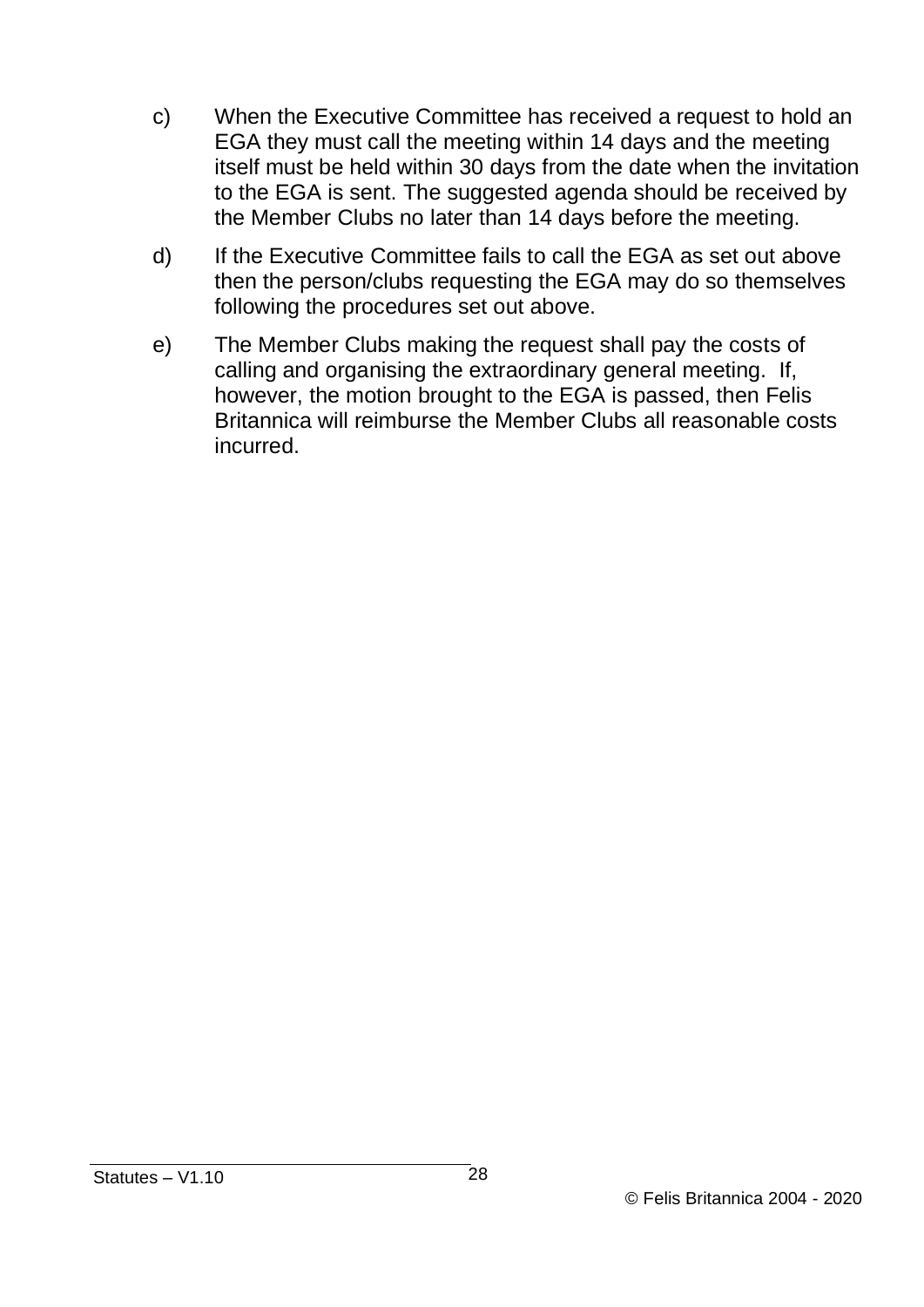c) When the Executive Committee has received a request to hold an EGA they must call the meeting within 14 days and the meeting itself must be held within 30 days from the date when the invitation to the EGA is sent. The suggested agenda should be received by the Member Clubs no later than 14 days before the meeting.

d) If the Executive Committee fails to call the EGA as set out above then the person/clubs requesting the EGA may do so themselves following the procedures set out above.

e) The Member Clubs making the request shall pay the costs of calling and organising the extraordinary general meeting. If, however, the motion brought to the EGA is passed, then Felis Britannica will reimburse the Member Clubs all reasonable costs incurred.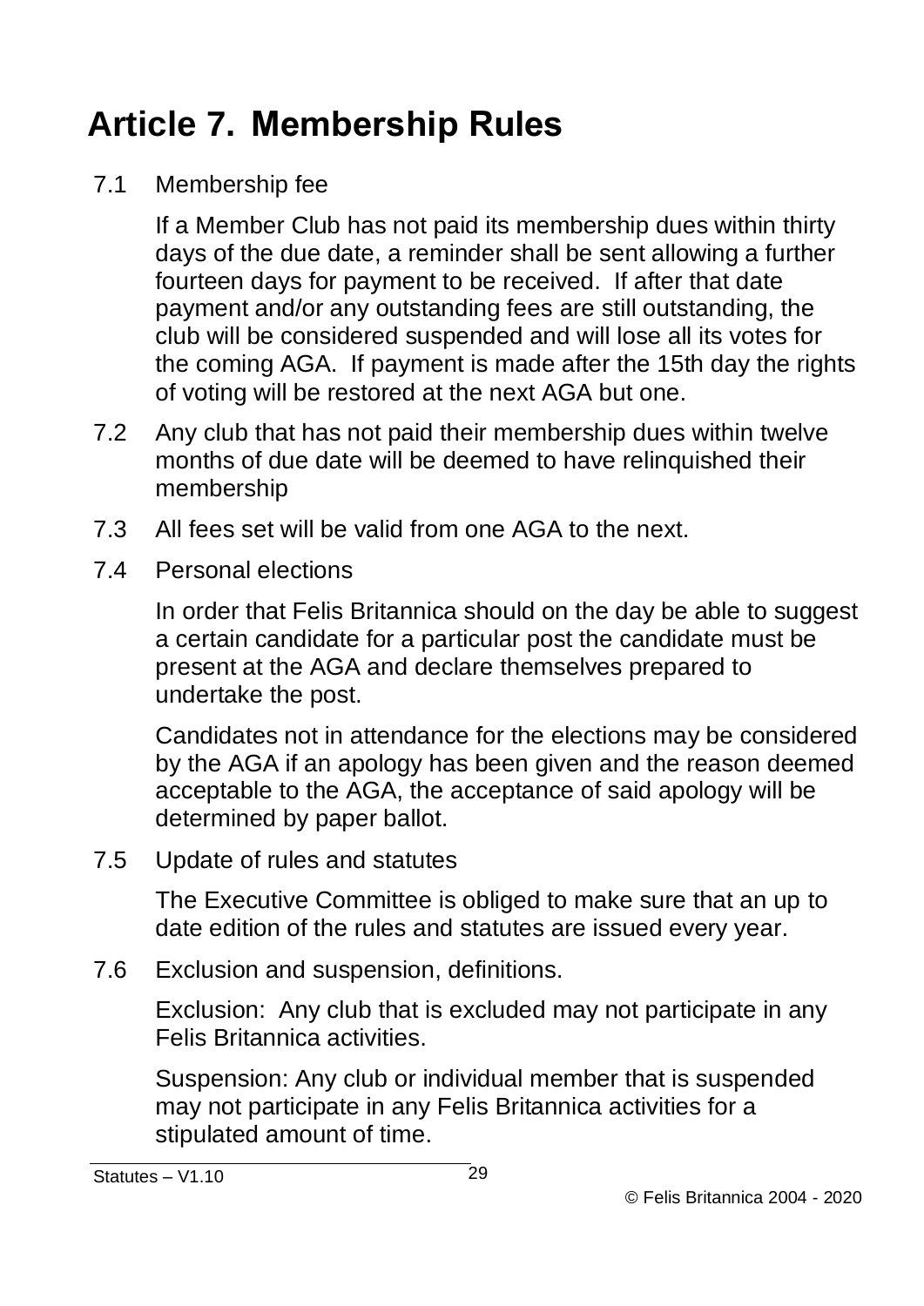# Article 7. Membership Rules

7.1 Membership fee

If a Member Club has not paid its membership dues within thirty days of the due date, a reminder shall be sent allowing a further fourteen days for payment to be received. If after that date payment and/or any outstanding fees are still outstanding, the club will be considered suspended and will lose all its votes for the coming AGA. If payment is made after the 15th day the rights of voting will be restored at the next AGA but one.

7.2 Any club that has not paid their membership dues within twelve months of due date will be deemed to have relinquished their membership

7.3 All fees set will be valid from one AGA to the next.

7.4 Personal elections

In order that Felis Britannica should on the day be able to suggest a certain candidate for a particular post the candidate must be present at the AGA and declare themselves prepared to undertake the post.

Candidates not in attendance for the elections may be considered by the AGA if an apology has been given and the reason deemed acceptable to the AGA, the acceptance of said apology will be determined by paper ballot.

7.5 Update of rules and statutes

The Executive Committee is obliged to make sure that an up to date edition of the rules and statutes are issued every year.

7.6 Exclusion and suspension, definitions.

Exclusion: Any club that is excluded may not participate in any Felis Britannica activities.

Suspension: Any club or individual member that is suspended may not participate in any Felis Britannica activities for a stipulated amount of time.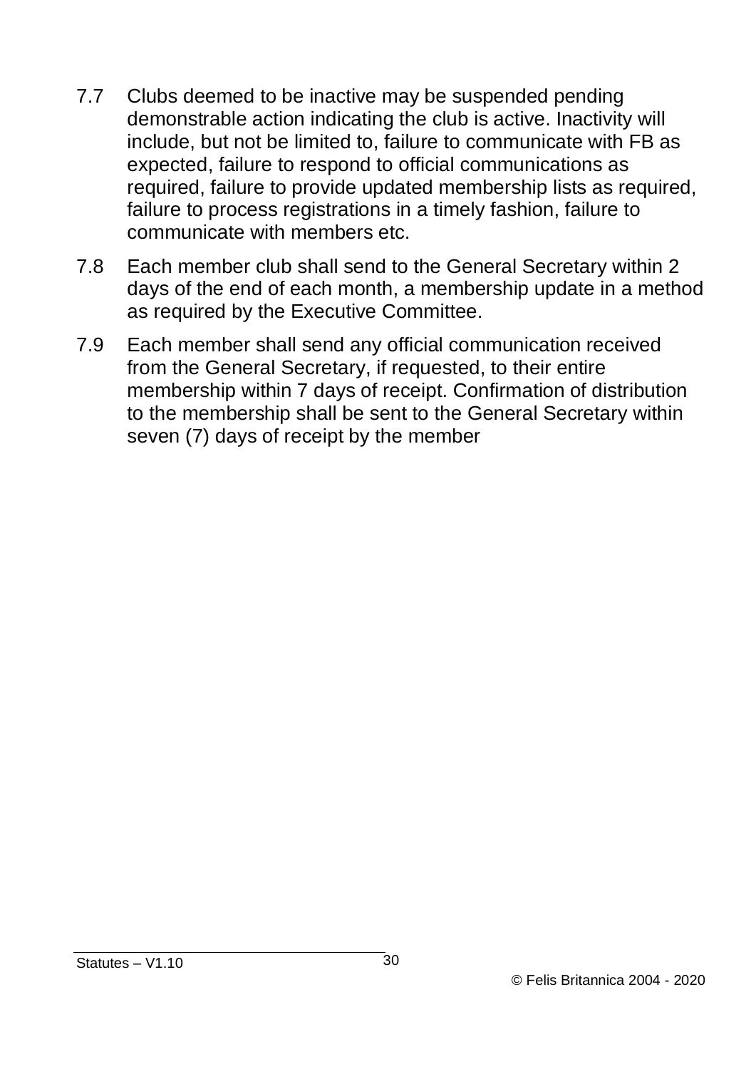7.7 Clubs deemed to be inactive may be suspended pending demonstrable action indicating the club is active. Inactivity will include, but not be limited to, failure to communicate with FB as expected, failure to respond to official communications as required, failure to provide updated membership lists as required, failure to process registrations in a timely fashion, failure to communicate with members etc.

7.8 Each member club shall send to the General Secretary within 2 days of the end of each month, a membership update in a method as required by the Executive Committee.

7.9 Each member shall send any official communication received from the General Secretary, if requested, to their entire membership within 7 days of receipt. Confirmation of distribution to the membership shall be sent to the General Secretary within seven (7) days of receipt by the member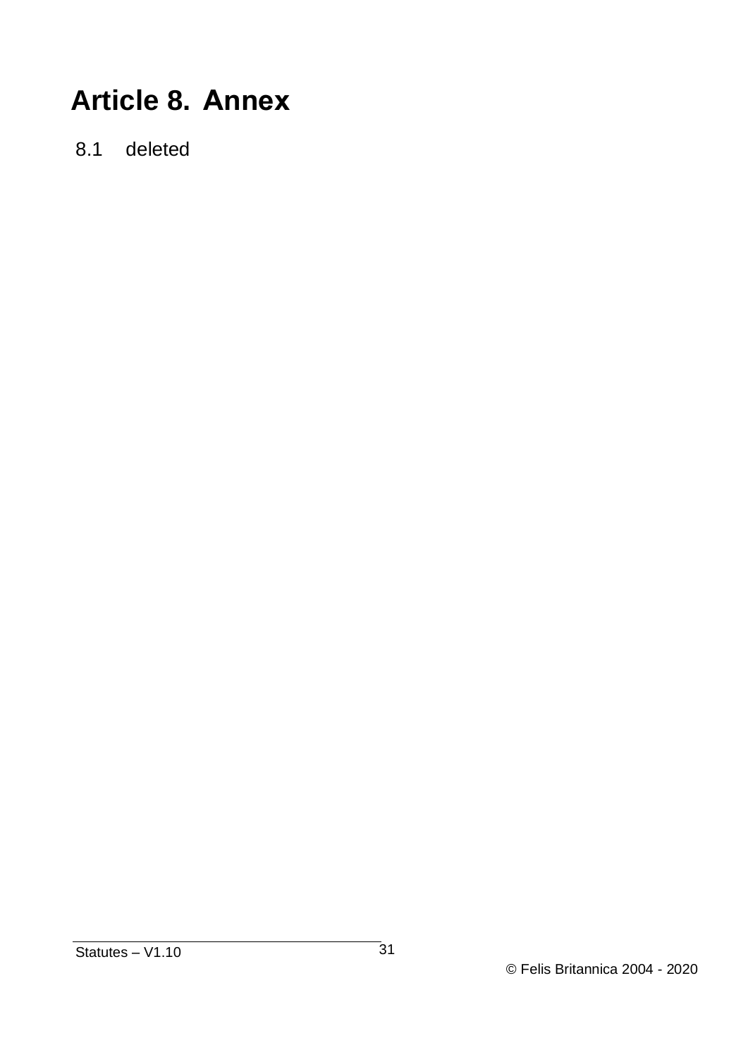# Article 8. Annex

8.1 deleted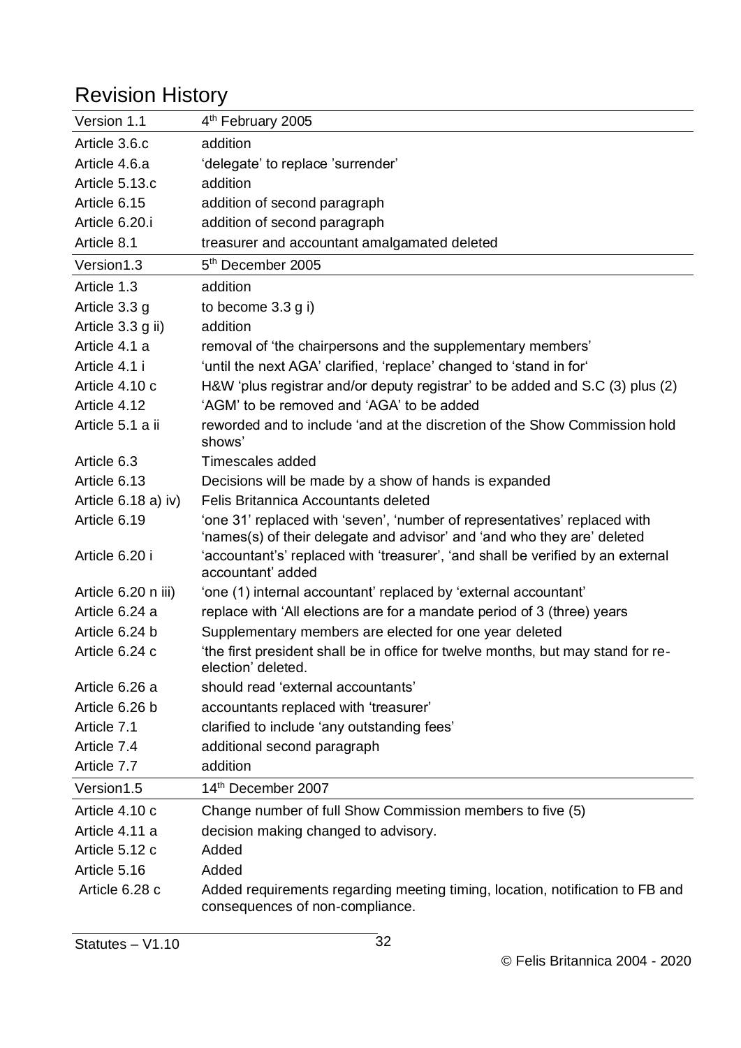# Revision History

| Version 1.1 | 4th February 2005 |
|---|---|
| Article 3.6.c | addition |
| Article 4.6.a | 'delegate' to replace 'surrender' |
| Article 5.13.c | addition |
| Article 6.15 | addition of second paragraph |
| Article 6.20.i | addition of second paragraph |
| Article 8.1 | treasurer and accountant amalgamated deleted |
| **Version1.3** | **5th December 2005** |
| Article 1.3 | addition |
| Article 3.3 g | to become 3.3 g i) |
| Article 3.3 g ii) | addition |
| Article 4.1 a | removal of 'the chairpersons and the supplementary members' |
| Article 4.1 i | 'until the next AGA' clarified, 'replace' changed to 'stand in for' |
| Article 4.10 c | H&W 'plus registrar and/or deputy registrar' to be added and S.C (3) plus (2) |
| Article 4.12 | 'AGM' to be removed and 'AGA' to be added |
| Article 5.1 a ii | reworded and to include 'and at the discretion of the Show Commission hold shows' |
| Article 6.3 | Timescales added |
| Article 6.13 | Decisions will be made by a show of hands is expanded |
| Article 6.18 a) iv) | Felis Britannica Accountants deleted |
| Article 6.19 | 'one 31' replaced with 'seven', 'number of representatives' replaced with 'names(s) of their delegate and advisor' and 'and who they are' deleted |
| Article 6.20 i | 'accountant's' replaced with 'treasurer', 'and shall be verified by an external accountant' added |
| Article 6.20 n iii) | 'one (1) internal accountant' replaced by 'external accountant' |
| Article 6.24 a | replace with 'All elections are for a mandate period of 3 (three) years |
| Article 6.24 b | Supplementary members are elected for one year deleted |
| Article 6.24 c | 'the first president shall be in office for twelve months, but may stand for re-election' deleted. |
| Article 6.26 a | should read 'external accountants' |
| Article 6.26 b | accountants replaced with 'treasurer' |
| Article 7.1 | clarified to include 'any outstanding fees' |
| Article 7.4 | additional second paragraph |
| Article 7.7 | addition |
| **Version1.5** | **14th December 2007** |
| Article 4.10 c | Change number of full Show Commission members to five (5) |
| Article 4.11 a | decision making changed to advisory. |
| Article 5.12 c | Added |
| Article 5.16 | Added |
| Article 6.28 c | Added requirements regarding meeting timing, location, notification to FB and consequences of non-compliance. |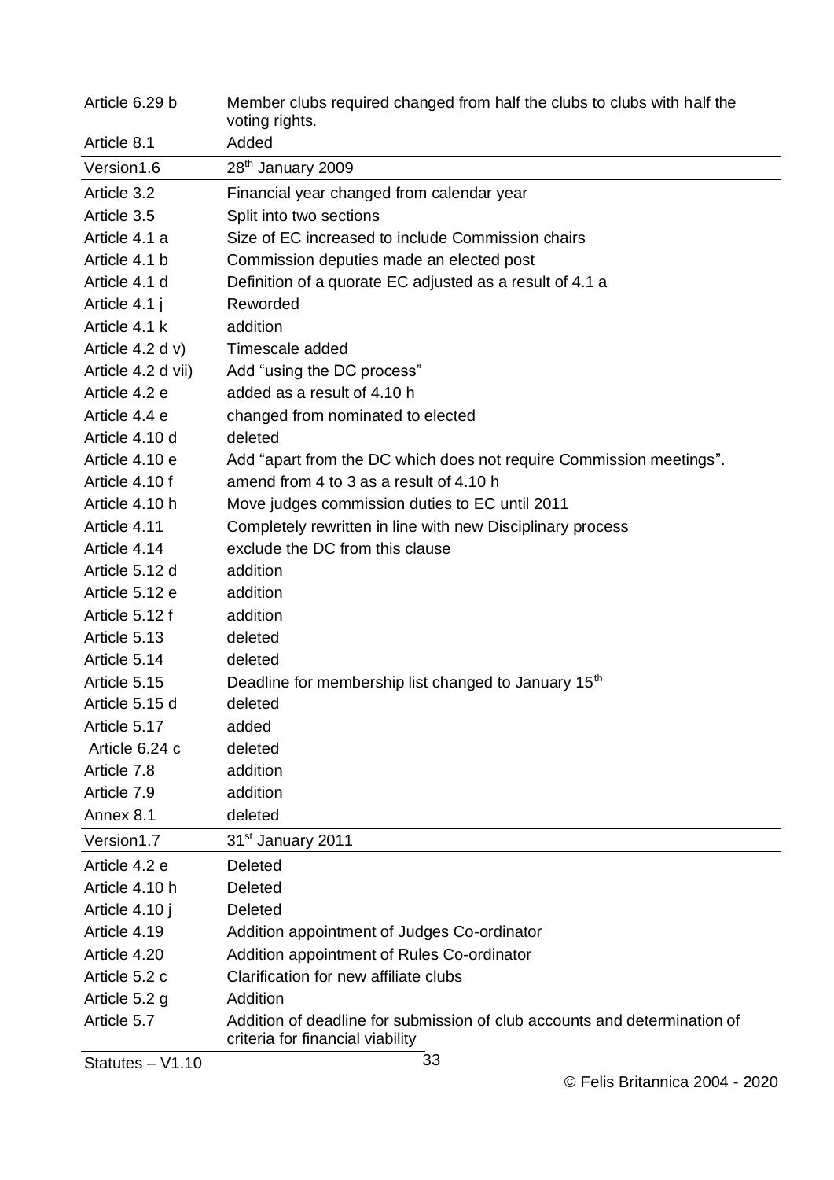| | |
|---|---|
| Article 6.29 b | Member clubs required changed from half the clubs to clubs with half the voting rights. |
| Article 8.1 | Added |
| **Version1.6** | **28th January 2009** |
| Article 3.2 | Financial year changed from calendar year |
| Article 3.5 | Split into two sections |
| Article 4.1 a | Size of EC increased to include Commission chairs |
| Article 4.1 b | Commission deputies made an elected post |
| Article 4.1 d | Definition of a quorate EC adjusted as a result of 4.1 a |
| Article 4.1 j | Reworded |
| Article 4.1 k | addition |
| Article 4.2 d v) | Timescale added |
| Article 4.2 d vii) | Add "using the DC process" |
| Article 4.2 e | added as a result of 4.10 h |
| Article 4.4 e | changed from nominated to elected |
| Article 4.10 d | deleted |
| Article 4.10 e | Add "apart from the DC which does not require Commission meetings". |
| Article 4.10 f | amend from 4 to 3 as a result of 4.10 h |
| Article 4.10 h | Move judges commission duties to EC until 2011 |
| Article 4.11 | Completely rewritten in line with new Disciplinary process |
| Article 4.14 | exclude the DC from this clause |
| Article 5.12 d | addition |
| Article 5.12 e | addition |
| Article 5.12 f | addition |
| Article 5.13 | deleted |
| Article 5.14 | deleted |
| Article 5.15 | Deadline for membership list changed to January 15th |
| Article 5.15 d | deleted |
| Article 5.17 | added |
| Article 6.24 c | deleted |
| Article 7.8 | addition |
| Article 7.9 | addition |
| Annex 8.1 | deleted |
| **Version1.7** | **31st January 2011** |
| Article 4.2 e | Deleted |
| Article 4.10 h | Deleted |
| Article 4.10 j | Deleted |
| Article 4.19 | Addition appointment of Judges Co-ordinator |
| Article 4.20 | Addition appointment of Rules Co-ordinator |
| Article 5.2 c | Clarification for new affiliate clubs |
| Article 5.2 g | Addition |
| Article 5.7 | Addition of deadline for submission of club accounts and determination of criteria for financial viability |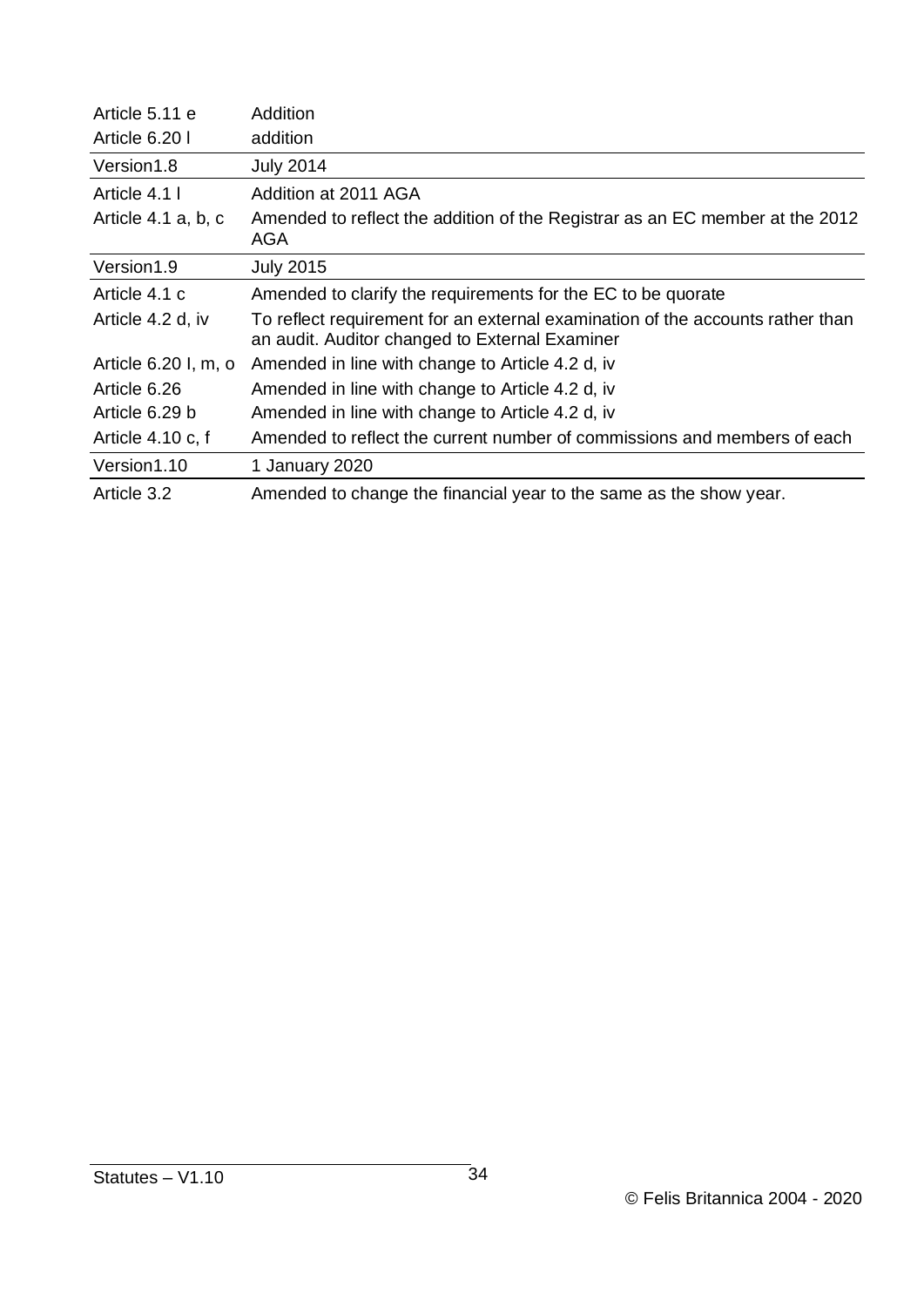| | |
|---|---|
| Article 5.11 e | Addition |
| Article 6.20 l | addition |
| Version1.8 | July 2014 |
| Article 4.1 l | Addition at 2011 AGA |
| Article 4.1 a, b, c | Amended to reflect the addition of the Registrar as an EC member at the 2012 AGA |
| Version1.9 | July 2015 |
| Article 4.1 c | Amended to clarify the requirements for the EC to be quorate |
| Article 4.2 d, iv | To reflect requirement for an external examination of the accounts rather than an audit. Auditor changed to External Examiner |
| Article 6.20 I, m, o | Amended in line with change to Article 4.2 d, iv |
| Article 6.26 | Amended in line with change to Article 4.2 d, iv |
| Article 6.29 b | Amended in line with change to Article 4.2 d, iv |
| Article 4.10 c, f | Amended to reflect the current number of commissions and members of each |
| Version1.10 | 1 January 2020 |
| Article 3.2 | Amended to change the financial year to the same as the show year. |